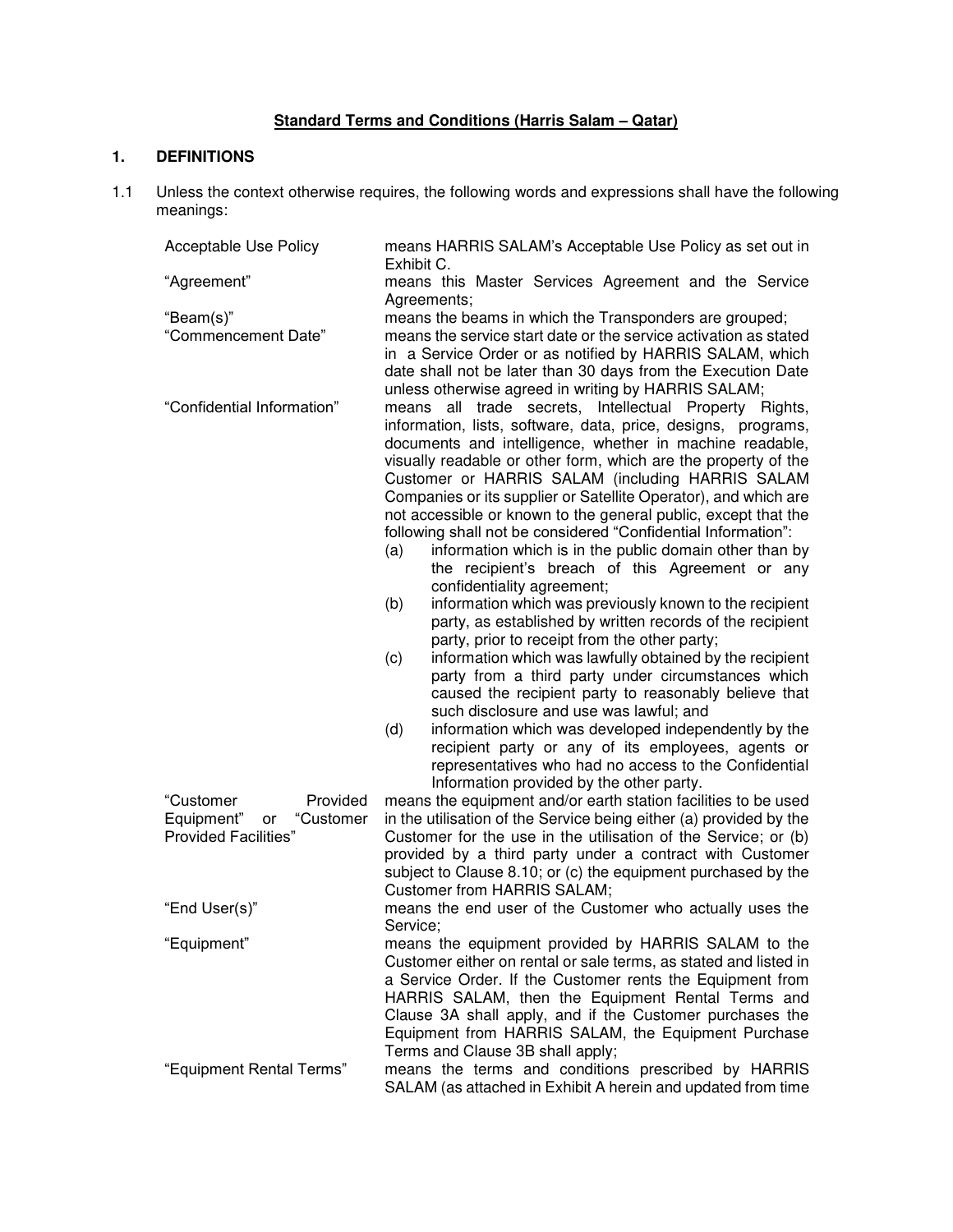**Standard Terms and Conditions (Harris Salam – Qatar)**

## 1. DEFINITIONS

1.1 Unless the context otherwise requires, the following words and expressions shall have the following meanings:

| Term | Meaning |
| --- | --- |
| Acceptable Use Policy | means HARRIS SALAM's Acceptable Use Policy as set out in Exhibit C. |
| "Agreement" | means this Master Services Agreement and the Service Agreements; |
| "Beam(s)" | means the beams in which the Transponders are grouped; |
| "Commencement Date" | means the service start date or the service activation as stated in a Service Order or as notified by HARRIS SALAM, which date shall not be later than 30 days from the Execution Date unless otherwise agreed in writing by HARRIS SALAM; |
| "Confidential Information" | means all trade secrets, Intellectual Property Rights, information, lists, software, data, price, designs, programs, documents and intelligence, whether in machine readable, visually readable or other form, which are the property of the Customer or HARRIS SALAM (including HARRIS SALAM Companies or its supplier or Satellite Operator), and which are not accessible or known to the general public, except that the following shall not be considered "Confidential Information": (a) information which is in the public domain other than by the recipient's breach of this Agreement or any confidentiality agreement; (b) information which was previously known to the recipient party, as established by written records of the recipient party, prior to receipt from the other party; (c) information which was lawfully obtained by the recipient party from a third party under circumstances which caused the recipient party to reasonably believe that such disclosure and use was lawful; and (d) information which was developed independently by the recipient party or any of its employees, agents or representatives who had no access to the Confidential Information provided by the other party. |
| "Customer Provided Equipment" or "Customer Provided Facilities" | means the equipment and/or earth station facilities to be used in the utilisation of the Service being either (a) provided by the Customer for the use in the utilisation of the Service; or (b) provided by a third party under a contract with Customer subject to Clause 8.10; or (c) the equipment purchased by the Customer from HARRIS SALAM; |
| "End User(s)" | means the end user of the Customer who actually uses the Service; |
| "Equipment" | means the equipment provided by HARRIS SALAM to the Customer either on rental or sale terms, as stated and listed in a Service Order. If the Customer rents the Equipment from HARRIS SALAM, then the Equipment Rental Terms and Clause 3A shall apply, and if the Customer purchases the Equipment from HARRIS SALAM, the Equipment Purchase Terms and Clause 3B shall apply; |
| "Equipment Rental Terms" | means the terms and conditions prescribed by HARRIS SALAM (as attached in Exhibit A herein and updated from time |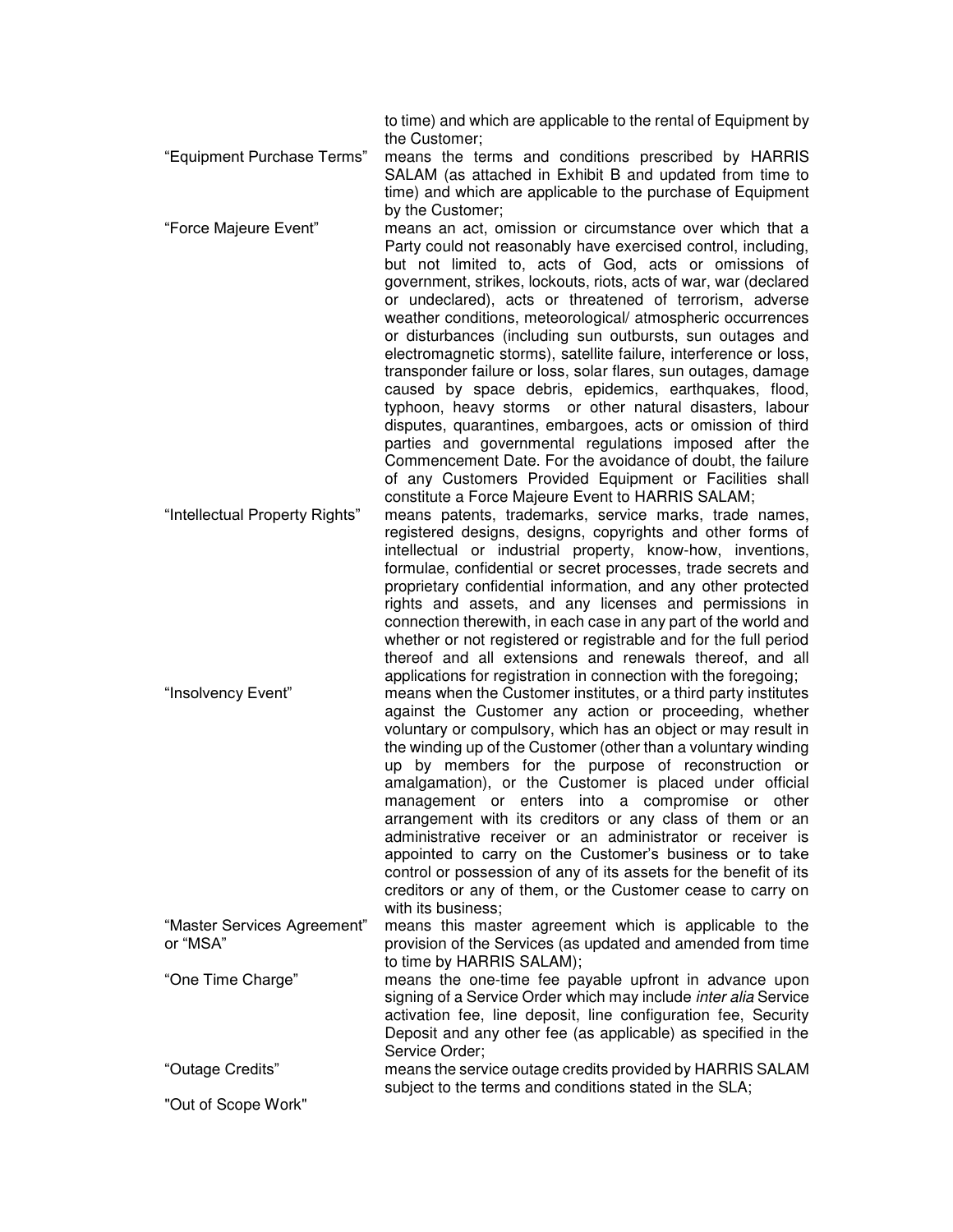to time) and which are applicable to the rental of Equipment by the Customer;

| | |
|---|---|
| "Equipment Purchase Terms" | means the terms and conditions prescribed by HARRIS SALAM (as attached in Exhibit B and updated from time to time) and which are applicable to the purchase of Equipment by the Customer; |
| "Force Majeure Event" | means an act, omission or circumstance over which that a Party could not reasonably have exercised control, including, but not limited to, acts of God, acts or omissions of government, strikes, lockouts, riots, acts of war, war (declared or undeclared), acts or threatened of terrorism, adverse weather conditions, meteorological/ atmospheric occurrences or disturbances (including sun outbursts, sun outages and electromagnetic storms), satellite failure, interference or loss, transponder failure or loss, solar flares, sun outages, damage caused by space debris, epidemics, earthquakes, flood, typhoon, heavy storms or other natural disasters, labour disputes, quarantines, embargoes, acts or omission of third parties and governmental regulations imposed after the Commencement Date. For the avoidance of doubt, the failure of any Customers Provided Equipment or Facilities shall constitute a Force Majeure Event to HARRIS SALAM; |
| "Intellectual Property Rights" | means patents, trademarks, service marks, trade names, registered designs, designs, copyrights and other forms of intellectual or industrial property, know-how, inventions, formulae, confidential or secret processes, trade secrets and proprietary confidential information, and any other protected rights and assets, and any licenses and permissions in connection therewith, in each case in any part of the world and whether or not registered or registrable and for the full period thereof and all extensions and renewals thereof, and all applications for registration in connection with the foregoing; |
| "Insolvency Event" | means when the Customer institutes, or a third party institutes against the Customer any action or proceeding, whether voluntary or compulsory, which has an object or may result in the winding up of the Customer (other than a voluntary winding up by members for the purpose of reconstruction or amalgamation), or the Customer is placed under official management or enters into a compromise or other arrangement with its creditors or any class of them or an administrative receiver or an administrator or receiver is appointed to carry on the Customer's business or to take control or possession of any of its assets for the benefit of its creditors or any of them, or the Customer cease to carry on with its business; |
| "Master Services Agreement" or "MSA" | means this master agreement which is applicable to the provision of the Services (as updated and amended from time to time by HARRIS SALAM); |
| "One Time Charge" | means the one-time fee payable upfront in advance upon signing of a Service Order which may include *inter alia* Service activation fee, line deposit, line configuration fee, Security Deposit and any other fee (as applicable) as specified in the Service Order; |
| "Outage Credits" | means the service outage credits provided by HARRIS SALAM subject to the terms and conditions stated in the SLA; |
| "Out of Scope Work" | |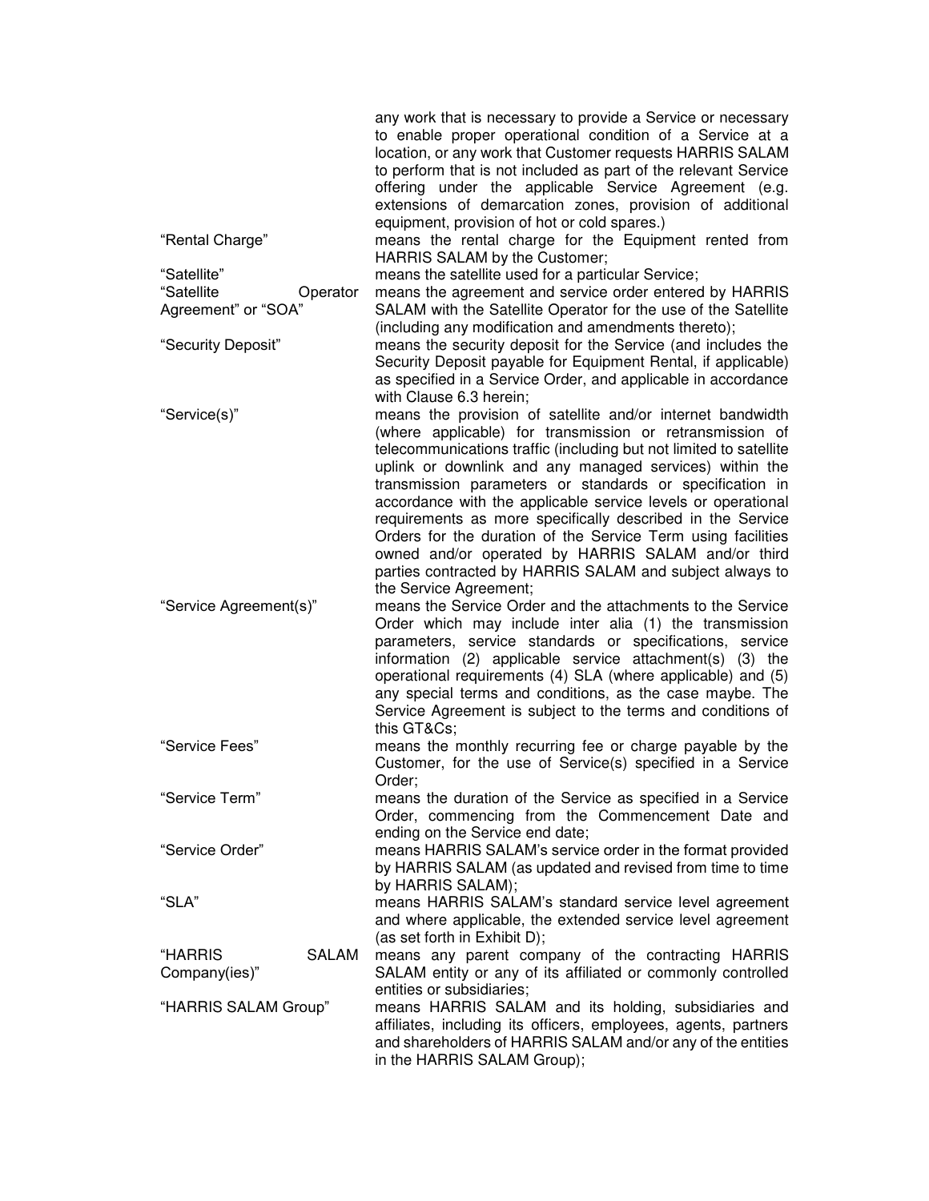any work that is necessary to provide a Service or necessary to enable proper operational condition of a Service at a location, or any work that Customer requests HARRIS SALAM to perform that is not included as part of the relevant Service offering under the applicable Service Agreement (e.g. extensions of demarcation zones, provision of additional equipment, provision of hot or cold spares.)

| | |
|---|---|
| "Rental Charge" | means the rental charge for the Equipment rented from HARRIS SALAM by the Customer; |
| "Satellite" | means the satellite used for a particular Service; |
| "Satellite Operator Agreement" or "SOA" | means the agreement and service order entered by HARRIS SALAM with the Satellite Operator for the use of the Satellite (including any modification and amendments thereto); |
| "Security Deposit" | means the security deposit for the Service (and includes the Security Deposit payable for Equipment Rental, if applicable) as specified in a Service Order, and applicable in accordance with Clause 6.3 herein; |
| "Service(s)" | means the provision of satellite and/or internet bandwidth (where applicable) for transmission or retransmission of telecommunications traffic (including but not limited to satellite uplink or downlink and any managed services) within the transmission parameters or standards or specification in accordance with the applicable service levels or operational requirements as more specifically described in the Service Orders for the duration of the Service Term using facilities owned and/or operated by HARRIS SALAM and/or third parties contracted by HARRIS SALAM and subject always to the Service Agreement; |
| "Service Agreement(s)" | means the Service Order and the attachments to the Service Order which may include inter alia (1) the transmission parameters, service standards or specifications, service information (2) applicable service attachment(s) (3) the operational requirements (4) SLA (where applicable) and (5) any special terms and conditions, as the case maybe. The Service Agreement is subject to the terms and conditions of this GT&Cs; |
| "Service Fees" | means the monthly recurring fee or charge payable by the Customer, for the use of Service(s) specified in a Service Order; |
| "Service Term" | means the duration of the Service as specified in a Service Order, commencing from the Commencement Date and ending on the Service end date; |
| "Service Order" | means HARRIS SALAM's service order in the format provided by HARRIS SALAM (as updated and revised from time to time by HARRIS SALAM); |
| "SLA" | means HARRIS SALAM's standard service level agreement and where applicable, the extended service level agreement (as set forth in Exhibit D); |
| "HARRIS SALAM Company(ies)" | means any parent company of the contracting HARRIS SALAM entity or any of its affiliated or commonly controlled entities or subsidiaries; |
| "HARRIS SALAM Group" | means HARRIS SALAM and its holding, subsidiaries and affiliates, including its officers, employees, agents, partners and shareholders of HARRIS SALAM and/or any of the entities in the HARRIS SALAM Group); |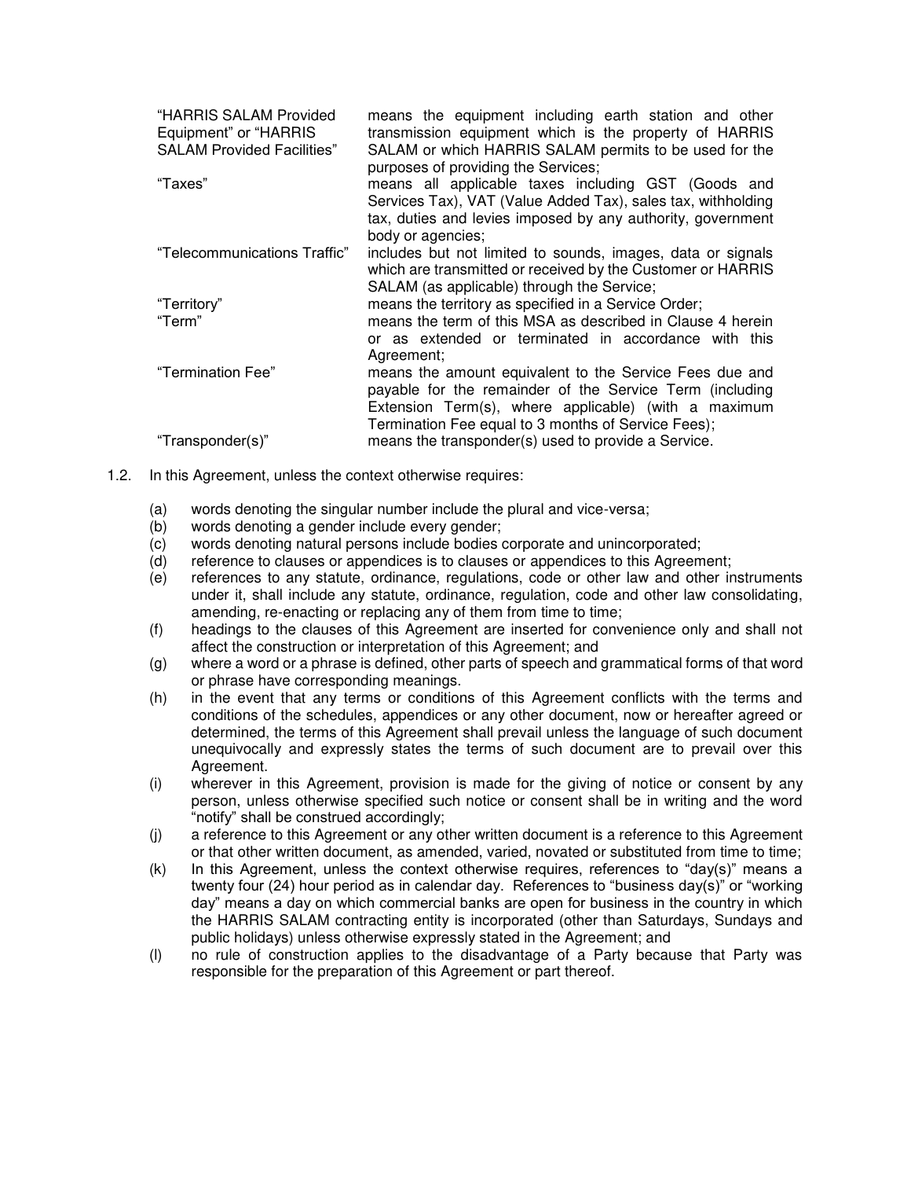| | |
|---|---|
| "HARRIS SALAM Provided Equipment" or "HARRIS SALAM Provided Facilities" | means the equipment including earth station and other transmission equipment which is the property of HARRIS SALAM or which HARRIS SALAM permits to be used for the purposes of providing the Services; |
| "Taxes" | means all applicable taxes including GST (Goods and Services Tax), VAT (Value Added Tax), sales tax, withholding tax, duties and levies imposed by any authority, government body or agencies; |
| "Telecommunications Traffic" | includes but not limited to sounds, images, data or signals which are transmitted or received by the Customer or HARRIS SALAM (as applicable) through the Service; |
| "Territory" | means the territory as specified in a Service Order; |
| "Term" | means the term of this MSA as described in Clause 4 herein or as extended or terminated in accordance with this Agreement; |
| "Termination Fee" | means the amount equivalent to the Service Fees due and payable for the remainder of the Service Term (including Extension Term(s), where applicable) (with a maximum Termination Fee equal to 3 months of Service Fees); |
| "Transponder(s)" | means the transponder(s) used to provide a Service. |

1.2. In this Agreement, unless the context otherwise requires:

(a) words denoting the singular number include the plural and vice-versa;

(b) words denoting a gender include every gender;

(c) words denoting natural persons include bodies corporate and unincorporated;

(d) reference to clauses or appendices is to clauses or appendices to this Agreement;

(e) references to any statute, ordinance, regulations, code or other law and other instruments under it, shall include any statute, ordinance, regulation, code and other law consolidating, amending, re-enacting or replacing any of them from time to time;

(f) headings to the clauses of this Agreement are inserted for convenience only and shall not affect the construction or interpretation of this Agreement; and

(g) where a word or a phrase is defined, other parts of speech and grammatical forms of that word or phrase have corresponding meanings.

(h) in the event that any terms or conditions of this Agreement conflicts with the terms and conditions of the schedules, appendices or any other document, now or hereafter agreed or determined, the terms of this Agreement shall prevail unless the language of such document unequivocally and expressly states the terms of such document are to prevail over this Agreement.

(i) wherever in this Agreement, provision is made for the giving of notice or consent by any person, unless otherwise specified such notice or consent shall be in writing and the word "notify" shall be construed accordingly;

(j) a reference to this Agreement or any other written document is a reference to this Agreement or that other written document, as amended, varied, novated or substituted from time to time;

(k) In this Agreement, unless the context otherwise requires, references to "day(s)" means a twenty four (24) hour period as in calendar day. References to "business day(s)" or "working day" means a day on which commercial banks are open for business in the country in which the HARRIS SALAM contracting entity is incorporated (other than Saturdays, Sundays and public holidays) unless otherwise expressly stated in the Agreement; and

(l) no rule of construction applies to the disadvantage of a Party because that Party was responsible for the preparation of this Agreement or part thereof.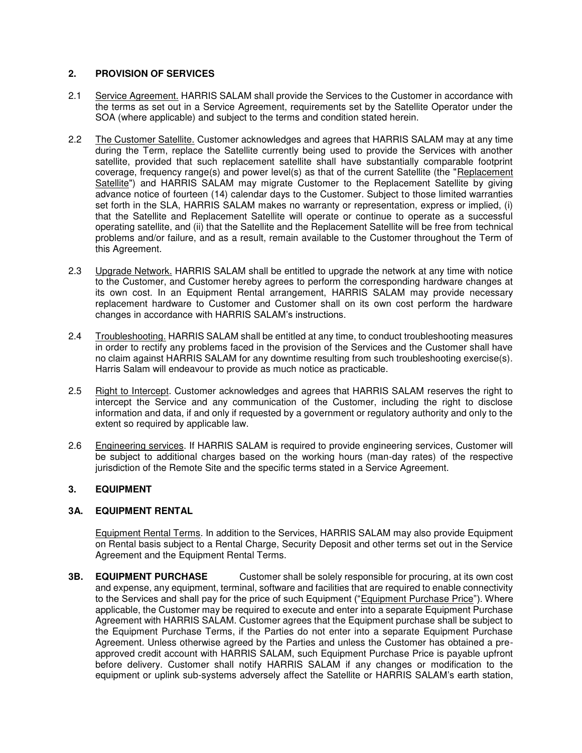## 2. PROVISION OF SERVICES

2.1 Service Agreement. HARRIS SALAM shall provide the Services to the Customer in accordance with the terms as set out in a Service Agreement, requirements set by the Satellite Operator under the SOA (where applicable) and subject to the terms and condition stated herein.

2.2 The Customer Satellite. Customer acknowledges and agrees that HARRIS SALAM may at any time during the Term, replace the Satellite currently being used to provide the Services with another satellite, provided that such replacement satellite shall have substantially comparable footprint coverage, frequency range(s) and power level(s) as that of the current Satellite (the "Replacement Satellite") and HARRIS SALAM may migrate Customer to the Replacement Satellite by giving advance notice of fourteen (14) calendar days to the Customer. Subject to those limited warranties set forth in the SLA, HARRIS SALAM makes no warranty or representation, express or implied, (i) that the Satellite and Replacement Satellite will operate or continue to operate as a successful operating satellite, and (ii) that the Satellite and the Replacement Satellite will be free from technical problems and/or failure, and as a result, remain available to the Customer throughout the Term of this Agreement.

2.3 Upgrade Network. HARRIS SALAM shall be entitled to upgrade the network at any time with notice to the Customer, and Customer hereby agrees to perform the corresponding hardware changes at its own cost. In an Equipment Rental arrangement, HARRIS SALAM may provide necessary replacement hardware to Customer and Customer shall on its own cost perform the hardware changes in accordance with HARRIS SALAM's instructions.

2.4 Troubleshooting. HARRIS SALAM shall be entitled at any time, to conduct troubleshooting measures in order to rectify any problems faced in the provision of the Services and the Customer shall have no claim against HARRIS SALAM for any downtime resulting from such troubleshooting exercise(s). Harris Salam will endeavour to provide as much notice as practicable.

2.5 Right to Intercept. Customer acknowledges and agrees that HARRIS SALAM reserves the right to intercept the Service and any communication of the Customer, including the right to disclose information and data, if and only if requested by a government or regulatory authority and only to the extent so required by applicable law.

2.6 Engineering services. If HARRIS SALAM is required to provide engineering services, Customer will be subject to additional charges based on the working hours (man-day rates) of the respective jurisdiction of the Remote Site and the specific terms stated in a Service Agreement.

## 3. EQUIPMENT

### 3A. EQUIPMENT RENTAL

Equipment Rental Terms. In addition to the Services, HARRIS SALAM may also provide Equipment on Rental basis subject to a Rental Charge, Security Deposit and other terms set out in the Service Agreement and the Equipment Rental Terms.

**3B. EQUIPMENT PURCHASE** Customer shall be solely responsible for procuring, at its own cost and expense, any equipment, terminal, software and facilities that are required to enable connectivity to the Services and shall pay for the price of such Equipment ("Equipment Purchase Price"). Where applicable, the Customer may be required to execute and enter into a separate Equipment Purchase Agreement with HARRIS SALAM. Customer agrees that the Equipment purchase shall be subject to the Equipment Purchase Terms, if the Parties do not enter into a separate Equipment Purchase Agreement. Unless otherwise agreed by the Parties and unless the Customer has obtained a pre-approved credit account with HARRIS SALAM, such Equipment Purchase Price is payable upfront before delivery. Customer shall notify HARRIS SALAM if any changes or modification to the equipment or uplink sub-systems adversely affect the Satellite or HARRIS SALAM's earth station,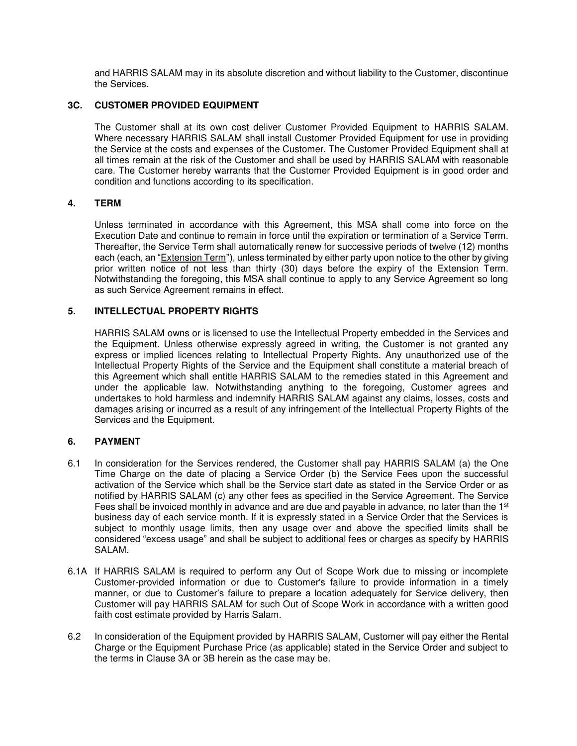and HARRIS SALAM may in its absolute discretion and without liability to the Customer, discontinue the Services.

### 3C. CUSTOMER PROVIDED EQUIPMENT

The Customer shall at its own cost deliver Customer Provided Equipment to HARRIS SALAM. Where necessary HARRIS SALAM shall install Customer Provided Equipment for use in providing the Service at the costs and expenses of the Customer. The Customer Provided Equipment shall at all times remain at the risk of the Customer and shall be used by HARRIS SALAM with reasonable care. The Customer hereby warrants that the Customer Provided Equipment is in good order and condition and functions according to its specification.

### 4. TERM

Unless terminated in accordance with this Agreement, this MSA shall come into force on the Execution Date and continue to remain in force until the expiration or termination of a Service Term. Thereafter, the Service Term shall automatically renew for successive periods of twelve (12) months each (each, an "Extension Term"), unless terminated by either party upon notice to the other by giving prior written notice of not less than thirty (30) days before the expiry of the Extension Term. Notwithstanding the foregoing, this MSA shall continue to apply to any Service Agreement so long as such Service Agreement remains in effect.

### 5. INTELLECTUAL PROPERTY RIGHTS

HARRIS SALAM owns or is licensed to use the Intellectual Property embedded in the Services and the Equipment. Unless otherwise expressly agreed in writing, the Customer is not granted any express or implied licences relating to Intellectual Property Rights. Any unauthorized use of the Intellectual Property Rights of the Service and the Equipment shall constitute a material breach of this Agreement which shall entitle HARRIS SALAM to the remedies stated in this Agreement and under the applicable law. Notwithstanding anything to the foregoing, Customer agrees and undertakes to hold harmless and indemnify HARRIS SALAM against any claims, losses, costs and damages arising or incurred as a result of any infringement of the Intellectual Property Rights of the Services and the Equipment.

### 6. PAYMENT

6.1 In consideration for the Services rendered, the Customer shall pay HARRIS SALAM (a) the One Time Charge on the date of placing a Service Order (b) the Service Fees upon the successful activation of the Service which shall be the Service start date as stated in the Service Order or as notified by HARRIS SALAM (c) any other fees as specified in the Service Agreement. The Service Fees shall be invoiced monthly in advance and are due and payable in advance, no later than the 1st business day of each service month. If it is expressly stated in a Service Order that the Services is subject to monthly usage limits, then any usage over and above the specified limits shall be considered "excess usage" and shall be subject to additional fees or charges as specify by HARRIS SALAM.

6.1A If HARRIS SALAM is required to perform any Out of Scope Work due to missing or incomplete Customer-provided information or due to Customer's failure to provide information in a timely manner, or due to Customer's failure to prepare a location adequately for Service delivery, then Customer will pay HARRIS SALAM for such Out of Scope Work in accordance with a written good faith cost estimate provided by Harris Salam.

6.2 In consideration of the Equipment provided by HARRIS SALAM, Customer will pay either the Rental Charge or the Equipment Purchase Price (as applicable) stated in the Service Order and subject to the terms in Clause 3A or 3B herein as the case may be.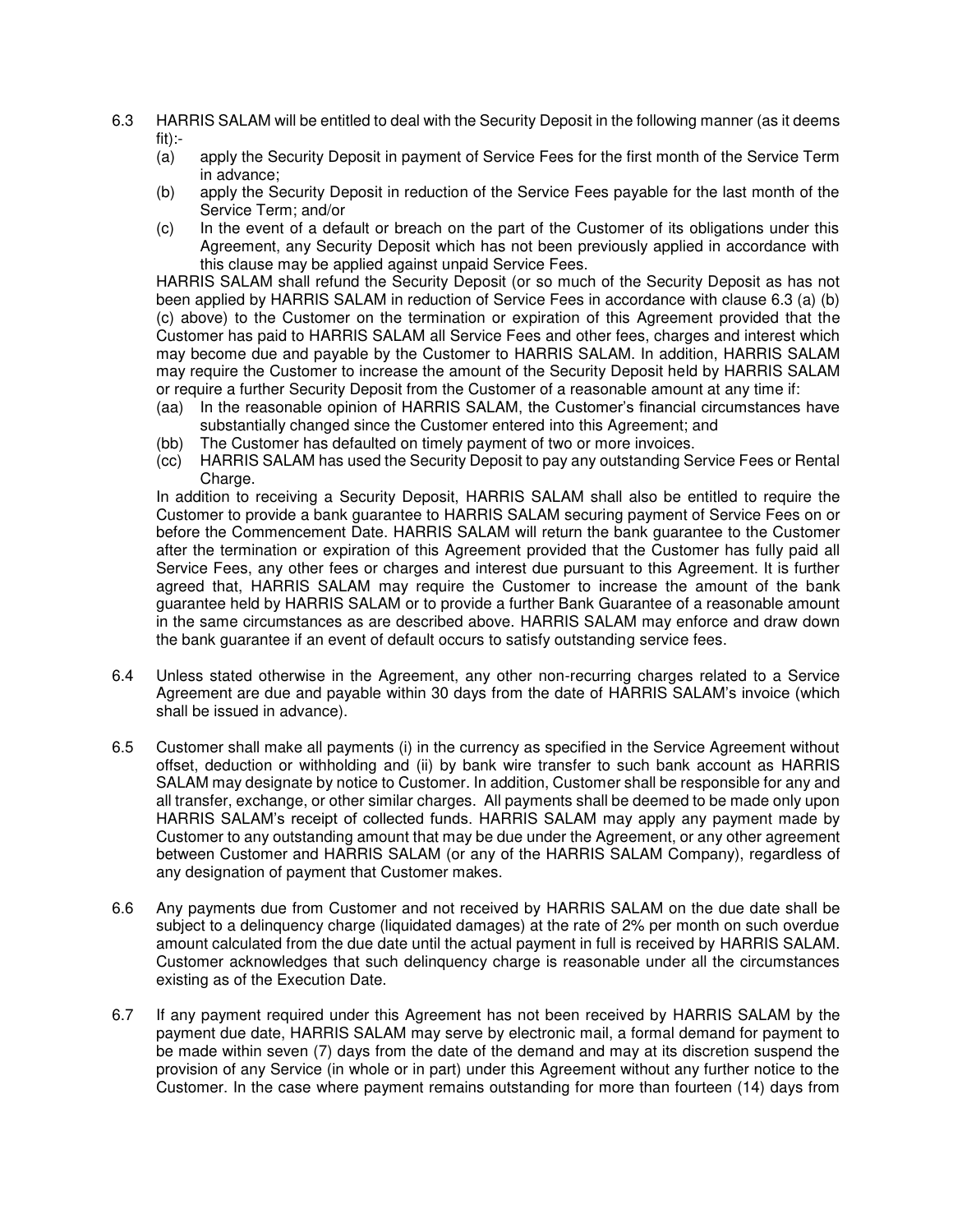6.3 HARRIS SALAM will be entitled to deal with the Security Deposit in the following manner (as it deems fit):-

(a) apply the Security Deposit in payment of Service Fees for the first month of the Service Term in advance;

(b) apply the Security Deposit in reduction of the Service Fees payable for the last month of the Service Term; and/or

(c) In the event of a default or breach on the part of the Customer of its obligations under this Agreement, any Security Deposit which has not been previously applied in accordance with this clause may be applied against unpaid Service Fees.

HARRIS SALAM shall refund the Security Deposit (or so much of the Security Deposit as has not been applied by HARRIS SALAM in reduction of Service Fees in accordance with clause 6.3 (a) (b) (c) above) to the Customer on the termination or expiration of this Agreement provided that the Customer has paid to HARRIS SALAM all Service Fees and other fees, charges and interest which may become due and payable by the Customer to HARRIS SALAM. In addition, HARRIS SALAM may require the Customer to increase the amount of the Security Deposit held by HARRIS SALAM or require a further Security Deposit from the Customer of a reasonable amount at any time if:

(aa) In the reasonable opinion of HARRIS SALAM, the Customer's financial circumstances have substantially changed since the Customer entered into this Agreement; and

(bb) The Customer has defaulted on timely payment of two or more invoices.

(cc) HARRIS SALAM has used the Security Deposit to pay any outstanding Service Fees or Rental Charge.

In addition to receiving a Security Deposit, HARRIS SALAM shall also be entitled to require the Customer to provide a bank guarantee to HARRIS SALAM securing payment of Service Fees on or before the Commencement Date. HARRIS SALAM will return the bank guarantee to the Customer after the termination or expiration of this Agreement provided that the Customer has fully paid all Service Fees, any other fees or charges and interest due pursuant to this Agreement. It is further agreed that, HARRIS SALAM may require the Customer to increase the amount of the bank guarantee held by HARRIS SALAM or to provide a further Bank Guarantee of a reasonable amount in the same circumstances as are described above. HARRIS SALAM may enforce and draw down the bank guarantee if an event of default occurs to satisfy outstanding service fees.

6.4 Unless stated otherwise in the Agreement, any other non-recurring charges related to a Service Agreement are due and payable within 30 days from the date of HARRIS SALAM's invoice (which shall be issued in advance).

6.5 Customer shall make all payments (i) in the currency as specified in the Service Agreement without offset, deduction or withholding and (ii) by bank wire transfer to such bank account as HARRIS SALAM may designate by notice to Customer. In addition, Customer shall be responsible for any and all transfer, exchange, or other similar charges. All payments shall be deemed to be made only upon HARRIS SALAM's receipt of collected funds. HARRIS SALAM may apply any payment made by Customer to any outstanding amount that may be due under the Agreement, or any other agreement between Customer and HARRIS SALAM (or any of the HARRIS SALAM Company), regardless of any designation of payment that Customer makes.

6.6 Any payments due from Customer and not received by HARRIS SALAM on the due date shall be subject to a delinquency charge (liquidated damages) at the rate of 2% per month on such overdue amount calculated from the due date until the actual payment in full is received by HARRIS SALAM. Customer acknowledges that such delinquency charge is reasonable under all the circumstances existing as of the Execution Date.

6.7 If any payment required under this Agreement has not been received by HARRIS SALAM by the payment due date, HARRIS SALAM may serve by electronic mail, a formal demand for payment to be made within seven (7) days from the date of the demand and may at its discretion suspend the provision of any Service (in whole or in part) under this Agreement without any further notice to the Customer. In the case where payment remains outstanding for more than fourteen (14) days from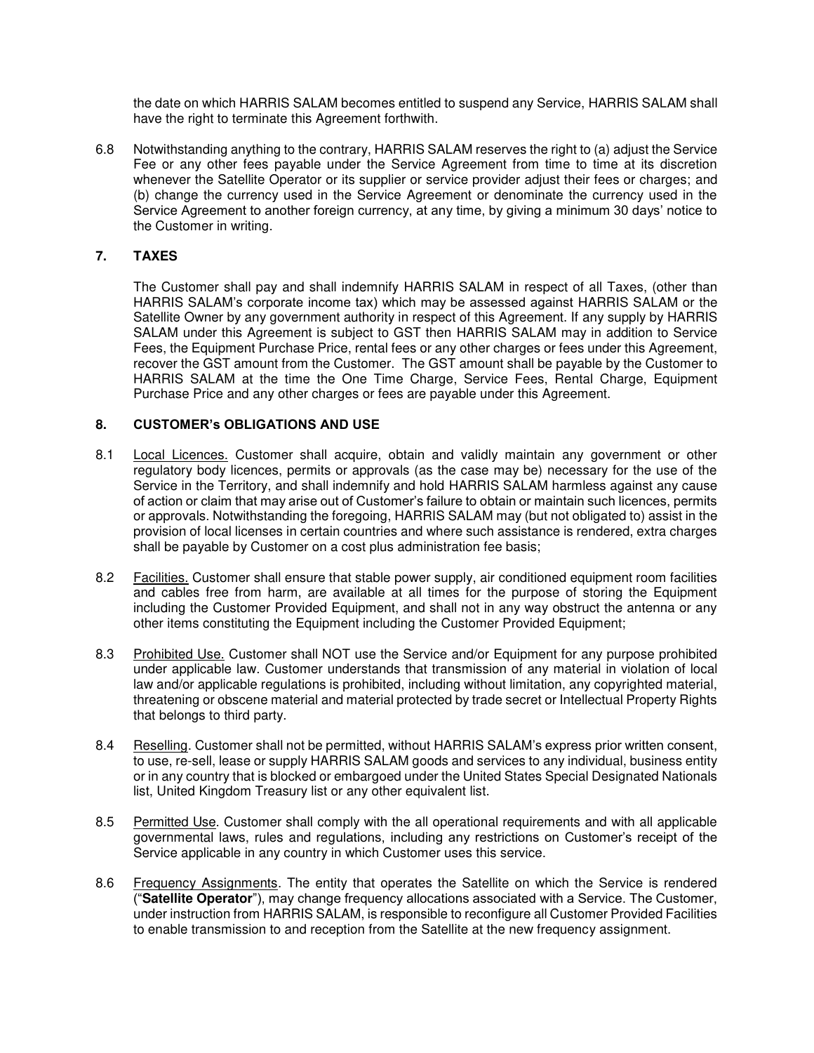the date on which HARRIS SALAM becomes entitled to suspend any Service, HARRIS SALAM shall have the right to terminate this Agreement forthwith.

6.8 Notwithstanding anything to the contrary, HARRIS SALAM reserves the right to (a) adjust the Service Fee or any other fees payable under the Service Agreement from time to time at its discretion whenever the Satellite Operator or its supplier or service provider adjust their fees or charges; and (b) change the currency used in the Service Agreement or denominate the currency used in the Service Agreement to another foreign currency, at any time, by giving a minimum 30 days' notice to the Customer in writing.

## 7. TAXES

The Customer shall pay and shall indemnify HARRIS SALAM in respect of all Taxes, (other than HARRIS SALAM's corporate income tax) which may be assessed against HARRIS SALAM or the Satellite Owner by any government authority in respect of this Agreement. If any supply by HARRIS SALAM under this Agreement is subject to GST then HARRIS SALAM may in addition to Service Fees, the Equipment Purchase Price, rental fees or any other charges or fees under this Agreement, recover the GST amount from the Customer. The GST amount shall be payable by the Customer to HARRIS SALAM at the time the One Time Charge, Service Fees, Rental Charge, Equipment Purchase Price and any other charges or fees are payable under this Agreement.

## 8. CUSTOMER's OBLIGATIONS AND USE

8.1 Local Licences. Customer shall acquire, obtain and validly maintain any government or other regulatory body licences, permits or approvals (as the case may be) necessary for the use of the Service in the Territory, and shall indemnify and hold HARRIS SALAM harmless against any cause of action or claim that may arise out of Customer's failure to obtain or maintain such licences, permits or approvals. Notwithstanding the foregoing, HARRIS SALAM may (but not obligated to) assist in the provision of local licenses in certain countries and where such assistance is rendered, extra charges shall be payable by Customer on a cost plus administration fee basis;

8.2 Facilities. Customer shall ensure that stable power supply, air conditioned equipment room facilities and cables free from harm, are available at all times for the purpose of storing the Equipment including the Customer Provided Equipment, and shall not in any way obstruct the antenna or any other items constituting the Equipment including the Customer Provided Equipment;

8.3 Prohibited Use. Customer shall NOT use the Service and/or Equipment for any purpose prohibited under applicable law. Customer understands that transmission of any material in violation of local law and/or applicable regulations is prohibited, including without limitation, any copyrighted material, threatening or obscene material and material protected by trade secret or Intellectual Property Rights that belongs to third party.

8.4 Reselling. Customer shall not be permitted, without HARRIS SALAM's express prior written consent, to use, re-sell, lease or supply HARRIS SALAM goods and services to any individual, business entity or in any country that is blocked or embargoed under the United States Special Designated Nationals list, United Kingdom Treasury list or any other equivalent list.

8.5 Permitted Use. Customer shall comply with the all operational requirements and with all applicable governmental laws, rules and regulations, including any restrictions on Customer's receipt of the Service applicable in any country in which Customer uses this service.

8.6 Frequency Assignments. The entity that operates the Satellite on which the Service is rendered ("**Satellite Operator**"), may change frequency allocations associated with a Service. The Customer, under instruction from HARRIS SALAM, is responsible to reconfigure all Customer Provided Facilities to enable transmission to and reception from the Satellite at the new frequency assignment.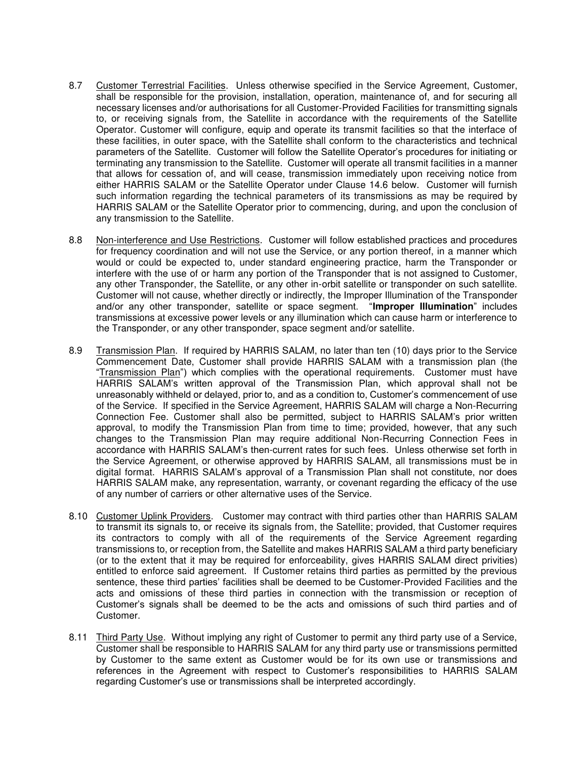8.7 Customer Terrestrial Facilities. Unless otherwise specified in the Service Agreement, Customer, shall be responsible for the provision, installation, operation, maintenance of, and for securing all necessary licenses and/or authorisations for all Customer-Provided Facilities for transmitting signals to, or receiving signals from, the Satellite in accordance with the requirements of the Satellite Operator. Customer will configure, equip and operate its transmit facilities so that the interface of these facilities, in outer space, with the Satellite shall conform to the characteristics and technical parameters of the Satellite. Customer will follow the Satellite Operator's procedures for initiating or terminating any transmission to the Satellite. Customer will operate all transmit facilities in a manner that allows for cessation of, and will cease, transmission immediately upon receiving notice from either HARRIS SALAM or the Satellite Operator under Clause 14.6 below. Customer will furnish such information regarding the technical parameters of its transmissions as may be required by HARRIS SALAM or the Satellite Operator prior to commencing, during, and upon the conclusion of any transmission to the Satellite.

8.8 Non-interference and Use Restrictions. Customer will follow established practices and procedures for frequency coordination and will not use the Service, or any portion thereof, in a manner which would or could be expected to, under standard engineering practice, harm the Transponder or interfere with the use of or harm any portion of the Transponder that is not assigned to Customer, any other Transponder, the Satellite, or any other in-orbit satellite or transponder on such satellite. Customer will not cause, whether directly or indirectly, the Improper Illumination of the Transponder and/or any other transponder, satellite or space segment. "**Improper Illumination**" includes transmissions at excessive power levels or any illumination which can cause harm or interference to the Transponder, or any other transponder, space segment and/or satellite.

8.9 Transmission Plan. If required by HARRIS SALAM, no later than ten (10) days prior to the Service Commencement Date, Customer shall provide HARRIS SALAM with a transmission plan (the "Transmission Plan") which complies with the operational requirements. Customer must have HARRIS SALAM's written approval of the Transmission Plan, which approval shall not be unreasonably withheld or delayed, prior to, and as a condition to, Customer's commencement of use of the Service. If specified in the Service Agreement, HARRIS SALAM will charge a Non-Recurring Connection Fee. Customer shall also be permitted, subject to HARRIS SALAM's prior written approval, to modify the Transmission Plan from time to time; provided, however, that any such changes to the Transmission Plan may require additional Non-Recurring Connection Fees in accordance with HARRIS SALAM's then-current rates for such fees. Unless otherwise set forth in the Service Agreement, or otherwise approved by HARRIS SALAM, all transmissions must be in digital format. HARRIS SALAM's approval of a Transmission Plan shall not constitute, nor does HARRIS SALAM make, any representation, warranty, or covenant regarding the efficacy of the use of any number of carriers or other alternative uses of the Service.

8.10 Customer Uplink Providers. Customer may contract with third parties other than HARRIS SALAM to transmit its signals to, or receive its signals from, the Satellite; provided, that Customer requires its contractors to comply with all of the requirements of the Service Agreement regarding transmissions to, or reception from, the Satellite and makes HARRIS SALAM a third party beneficiary (or to the extent that it may be required for enforceability, gives HARRIS SALAM direct privities) entitled to enforce said agreement. If Customer retains third parties as permitted by the previous sentence, these third parties' facilities shall be deemed to be Customer-Provided Facilities and the acts and omissions of these third parties in connection with the transmission or reception of Customer's signals shall be deemed to be the acts and omissions of such third parties and of Customer.

8.11 Third Party Use. Without implying any right of Customer to permit any third party use of a Service, Customer shall be responsible to HARRIS SALAM for any third party use or transmissions permitted by Customer to the same extent as Customer would be for its own use or transmissions and references in the Agreement with respect to Customer's responsibilities to HARRIS SALAM regarding Customer's use or transmissions shall be interpreted accordingly.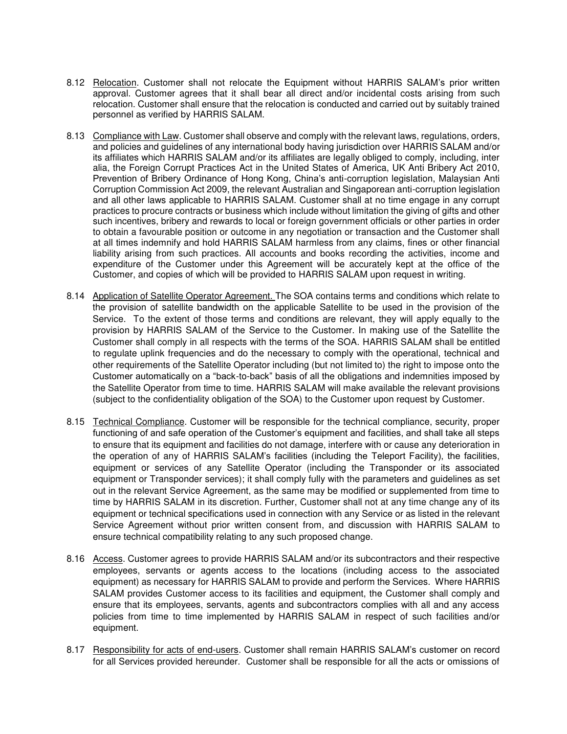8.12 Relocation. Customer shall not relocate the Equipment without HARRIS SALAM's prior written approval. Customer agrees that it shall bear all direct and/or incidental costs arising from such relocation. Customer shall ensure that the relocation is conducted and carried out by suitably trained personnel as verified by HARRIS SALAM.

8.13 Compliance with Law. Customer shall observe and comply with the relevant laws, regulations, orders, and policies and guidelines of any international body having jurisdiction over HARRIS SALAM and/or its affiliates which HARRIS SALAM and/or its affiliates are legally obliged to comply, including, inter alia, the Foreign Corrupt Practices Act in the United States of America, UK Anti Bribery Act 2010, Prevention of Bribery Ordinance of Hong Kong, China's anti-corruption legislation, Malaysian Anti Corruption Commission Act 2009, the relevant Australian and Singaporean anti-corruption legislation and all other laws applicable to HARRIS SALAM. Customer shall at no time engage in any corrupt practices to procure contracts or business which include without limitation the giving of gifts and other such incentives, bribery and rewards to local or foreign government officials or other parties in order to obtain a favourable position or outcome in any negotiation or transaction and the Customer shall at all times indemnify and hold HARRIS SALAM harmless from any claims, fines or other financial liability arising from such practices. All accounts and books recording the activities, income and expenditure of the Customer under this Agreement will be accurately kept at the office of the Customer, and copies of which will be provided to HARRIS SALAM upon request in writing.

8.14 Application of Satellite Operator Agreement. The SOA contains terms and conditions which relate to the provision of satellite bandwidth on the applicable Satellite to be used in the provision of the Service. To the extent of those terms and conditions are relevant, they will apply equally to the provision by HARRIS SALAM of the Service to the Customer. In making use of the Satellite the Customer shall comply in all respects with the terms of the SOA. HARRIS SALAM shall be entitled to regulate uplink frequencies and do the necessary to comply with the operational, technical and other requirements of the Satellite Operator including (but not limited to) the right to impose onto the Customer automatically on a "back-to-back" basis of all the obligations and indemnities imposed by the Satellite Operator from time to time. HARRIS SALAM will make available the relevant provisions (subject to the confidentiality obligation of the SOA) to the Customer upon request by Customer.

8.15 Technical Compliance. Customer will be responsible for the technical compliance, security, proper functioning of and safe operation of the Customer's equipment and facilities, and shall take all steps to ensure that its equipment and facilities do not damage, interfere with or cause any deterioration in the operation of any of HARRIS SALAM's facilities (including the Teleport Facility), the facilities, equipment or services of any Satellite Operator (including the Transponder or its associated equipment or Transponder services); it shall comply fully with the parameters and guidelines as set out in the relevant Service Agreement, as the same may be modified or supplemented from time to time by HARRIS SALAM in its discretion. Further, Customer shall not at any time change any of its equipment or technical specifications used in connection with any Service or as listed in the relevant Service Agreement without prior written consent from, and discussion with HARRIS SALAM to ensure technical compatibility relating to any such proposed change.

8.16 Access. Customer agrees to provide HARRIS SALAM and/or its subcontractors and their respective employees, servants or agents access to the locations (including access to the associated equipment) as necessary for HARRIS SALAM to provide and perform the Services. Where HARRIS SALAM provides Customer access to its facilities and equipment, the Customer shall comply and ensure that its employees, servants, agents and subcontractors complies with all and any access policies from time to time implemented by HARRIS SALAM in respect of such facilities and/or equipment.

8.17 Responsibility for acts of end-users. Customer shall remain HARRIS SALAM's customer on record for all Services provided hereunder. Customer shall be responsible for all the acts or omissions of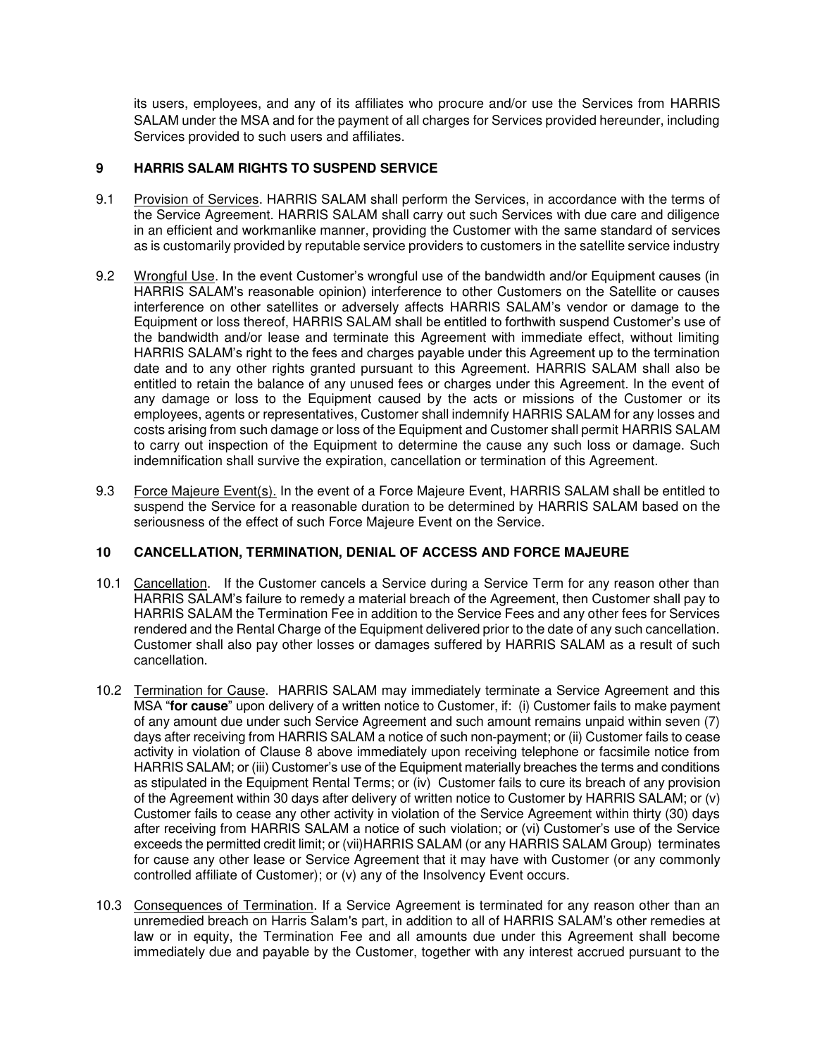its users, employees, and any of its affiliates who procure and/or use the Services from HARRIS SALAM under the MSA and for the payment of all charges for Services provided hereunder, including Services provided to such users and affiliates.

## 9 HARRIS SALAM RIGHTS TO SUSPEND SERVICE

9.1 Provision of Services. HARRIS SALAM shall perform the Services, in accordance with the terms of the Service Agreement. HARRIS SALAM shall carry out such Services with due care and diligence in an efficient and workmanlike manner, providing the Customer with the same standard of services as is customarily provided by reputable service providers to customers in the satellite service industry

9.2 Wrongful Use. In the event Customer's wrongful use of the bandwidth and/or Equipment causes (in HARRIS SALAM's reasonable opinion) interference to other Customers on the Satellite or causes interference on other satellites or adversely affects HARRIS SALAM's vendor or damage to the Equipment or loss thereof, HARRIS SALAM shall be entitled to forthwith suspend Customer's use of the bandwidth and/or lease and terminate this Agreement with immediate effect, without limiting HARRIS SALAM's right to the fees and charges payable under this Agreement up to the termination date and to any other rights granted pursuant to this Agreement. HARRIS SALAM shall also be entitled to retain the balance of any unused fees or charges under this Agreement. In the event of any damage or loss to the Equipment caused by the acts or missions of the Customer or its employees, agents or representatives, Customer shall indemnify HARRIS SALAM for any losses and costs arising from such damage or loss of the Equipment and Customer shall permit HARRIS SALAM to carry out inspection of the Equipment to determine the cause any such loss or damage. Such indemnification shall survive the expiration, cancellation or termination of this Agreement.

9.3 Force Majeure Event(s). In the event of a Force Majeure Event, HARRIS SALAM shall be entitled to suspend the Service for a reasonable duration to be determined by HARRIS SALAM based on the seriousness of the effect of such Force Majeure Event on the Service.

## 10 CANCELLATION, TERMINATION, DENIAL OF ACCESS AND FORCE MAJEURE

10.1 Cancellation. If the Customer cancels a Service during a Service Term for any reason other than HARRIS SALAM's failure to remedy a material breach of the Agreement, then Customer shall pay to HARRIS SALAM the Termination Fee in addition to the Service Fees and any other fees for Services rendered and the Rental Charge of the Equipment delivered prior to the date of any such cancellation. Customer shall also pay other losses or damages suffered by HARRIS SALAM as a result of such cancellation.

10.2 Termination for Cause. HARRIS SALAM may immediately terminate a Service Agreement and this MSA "**for cause**" upon delivery of a written notice to Customer, if: (i) Customer fails to make payment of any amount due under such Service Agreement and such amount remains unpaid within seven (7) days after receiving from HARRIS SALAM a notice of such non-payment; or (ii) Customer fails to cease activity in violation of Clause 8 above immediately upon receiving telephone or facsimile notice from HARRIS SALAM; or (iii) Customer's use of the Equipment materially breaches the terms and conditions as stipulated in the Equipment Rental Terms; or (iv) Customer fails to cure its breach of any provision of the Agreement within 30 days after delivery of written notice to Customer by HARRIS SALAM; or (v) Customer fails to cease any other activity in violation of the Service Agreement within thirty (30) days after receiving from HARRIS SALAM a notice of such violation; or (vi) Customer's use of the Service exceeds the permitted credit limit; or (vii)HARRIS SALAM (or any HARRIS SALAM Group) terminates for cause any other lease or Service Agreement that it may have with Customer (or any commonly controlled affiliate of Customer); or (v) any of the Insolvency Event occurs.

10.3 Consequences of Termination. If a Service Agreement is terminated for any reason other than an unremedied breach on Harris Salam's part, in addition to all of HARRIS SALAM's other remedies at law or in equity, the Termination Fee and all amounts due under this Agreement shall become immediately due and payable by the Customer, together with any interest accrued pursuant to the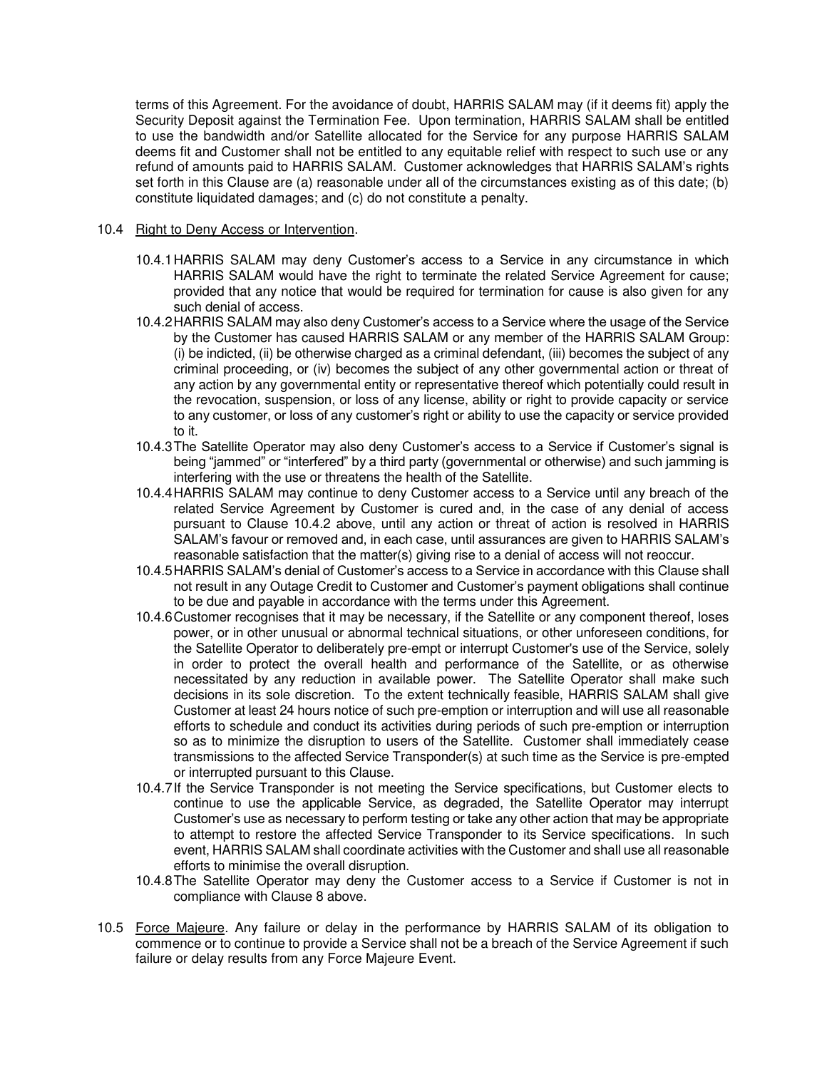terms of this Agreement. For the avoidance of doubt, HARRIS SALAM may (if it deems fit) apply the Security Deposit against the Termination Fee. Upon termination, HARRIS SALAM shall be entitled to use the bandwidth and/or Satellite allocated for the Service for any purpose HARRIS SALAM deems fit and Customer shall not be entitled to any equitable relief with respect to such use or any refund of amounts paid to HARRIS SALAM. Customer acknowledges that HARRIS SALAM's rights set forth in this Clause are (a) reasonable under all of the circumstances existing as of this date; (b) constitute liquidated damages; and (c) do not constitute a penalty.

10.4 Right to Deny Access or Intervention.

10.4.1 HARRIS SALAM may deny Customer's access to a Service in any circumstance in which HARRIS SALAM would have the right to terminate the related Service Agreement for cause; provided that any notice that would be required for termination for cause is also given for any such denial of access.

10.4.2 HARRIS SALAM may also deny Customer's access to a Service where the usage of the Service by the Customer has caused HARRIS SALAM or any member of the HARRIS SALAM Group: (i) be indicted, (ii) be otherwise charged as a criminal defendant, (iii) becomes the subject of any criminal proceeding, or (iv) becomes the subject of any other governmental action or threat of any action by any governmental entity or representative thereof which potentially could result in the revocation, suspension, or loss of any license, ability or right to provide capacity or service to any customer, or loss of any customer's right or ability to use the capacity or service provided to it.

10.4.3 The Satellite Operator may also deny Customer's access to a Service if Customer's signal is being "jammed" or "interfered" by a third party (governmental or otherwise) and such jamming is interfering with the use or threatens the health of the Satellite.

10.4.4 HARRIS SALAM may continue to deny Customer access to a Service until any breach of the related Service Agreement by Customer is cured and, in the case of any denial of access pursuant to Clause 10.4.2 above, until any action or threat of action is resolved in HARRIS SALAM's favour or removed and, in each case, until assurances are given to HARRIS SALAM's reasonable satisfaction that the matter(s) giving rise to a denial of access will not reoccur.

10.4.5 HARRIS SALAM's denial of Customer's access to a Service in accordance with this Clause shall not result in any Outage Credit to Customer and Customer's payment obligations shall continue to be due and payable in accordance with the terms under this Agreement.

10.4.6 Customer recognises that it may be necessary, if the Satellite or any component thereof, loses power, or in other unusual or abnormal technical situations, or other unforeseen conditions, for the Satellite Operator to deliberately pre-empt or interrupt Customer's use of the Service, solely in order to protect the overall health and performance of the Satellite, or as otherwise necessitated by any reduction in available power. The Satellite Operator shall make such decisions in its sole discretion. To the extent technically feasible, HARRIS SALAM shall give Customer at least 24 hours notice of such pre-emption or interruption and will use all reasonable efforts to schedule and conduct its activities during periods of such pre-emption or interruption so as to minimize the disruption to users of the Satellite. Customer shall immediately cease transmissions to the affected Service Transponder(s) at such time as the Service is pre-empted or interrupted pursuant to this Clause.

10.4.7 If the Service Transponder is not meeting the Service specifications, but Customer elects to continue to use the applicable Service, as degraded, the Satellite Operator may interrupt Customer's use as necessary to perform testing or take any other action that may be appropriate to attempt to restore the affected Service Transponder to its Service specifications. In such event, HARRIS SALAM shall coordinate activities with the Customer and shall use all reasonable efforts to minimise the overall disruption.

10.4.8 The Satellite Operator may deny the Customer access to a Service if Customer is not in compliance with Clause 8 above.

10.5 Force Majeure. Any failure or delay in the performance by HARRIS SALAM of its obligation to commence or to continue to provide a Service shall not be a breach of the Service Agreement if such failure or delay results from any Force Majeure Event.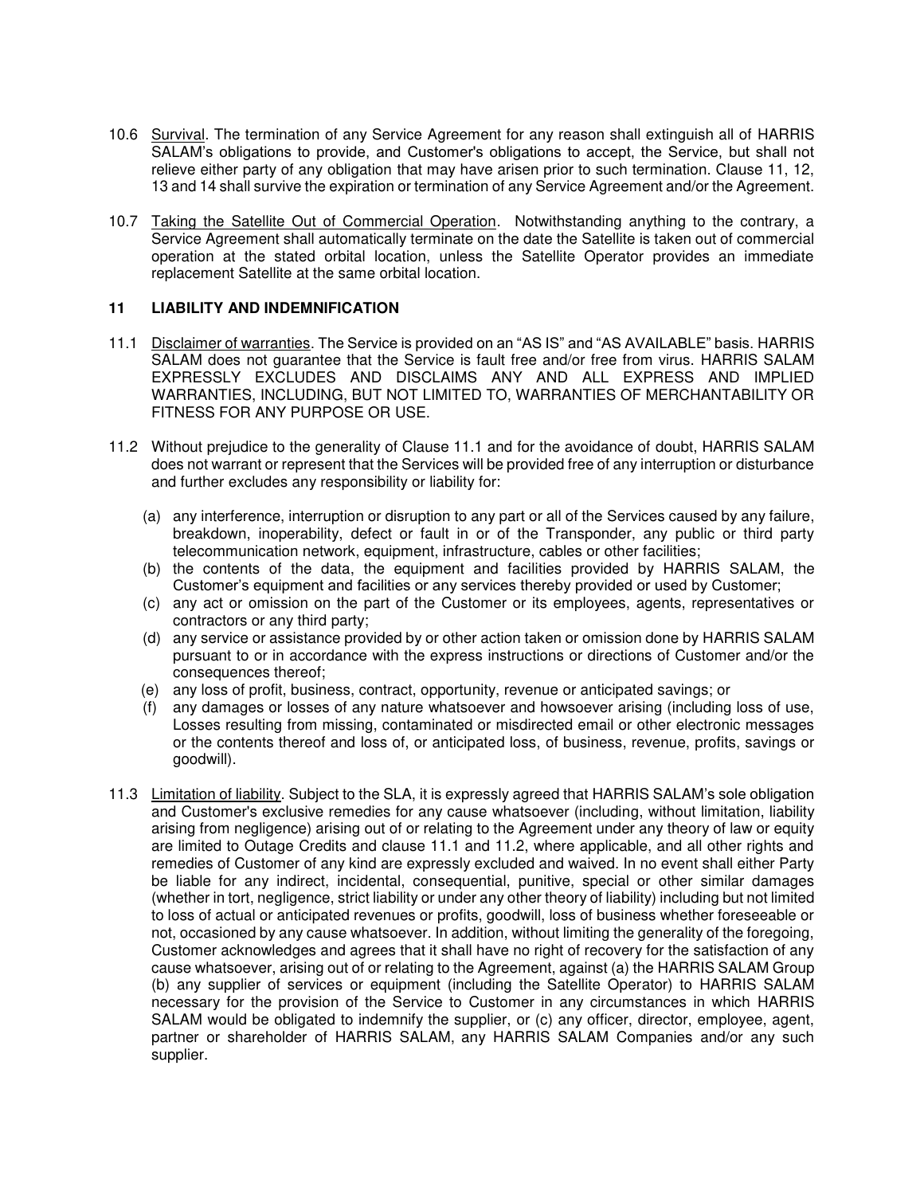10.6 Survival. The termination of any Service Agreement for any reason shall extinguish all of HARRIS SALAM's obligations to provide, and Customer's obligations to accept, the Service, but shall not relieve either party of any obligation that may have arisen prior to such termination. Clause 11, 12, 13 and 14 shall survive the expiration or termination of any Service Agreement and/or the Agreement.

10.7 Taking the Satellite Out of Commercial Operation. Notwithstanding anything to the contrary, a Service Agreement shall automatically terminate on the date the Satellite is taken out of commercial operation at the stated orbital location, unless the Satellite Operator provides an immediate replacement Satellite at the same orbital location.

## 11 LIABILITY AND INDEMNIFICATION

11.1 Disclaimer of warranties. The Service is provided on an "AS IS" and "AS AVAILABLE" basis. HARRIS SALAM does not guarantee that the Service is fault free and/or free from virus. HARRIS SALAM EXPRESSLY EXCLUDES AND DISCLAIMS ANY AND ALL EXPRESS AND IMPLIED WARRANTIES, INCLUDING, BUT NOT LIMITED TO, WARRANTIES OF MERCHANTABILITY OR FITNESS FOR ANY PURPOSE OR USE.

11.2 Without prejudice to the generality of Clause 11.1 and for the avoidance of doubt, HARRIS SALAM does not warrant or represent that the Services will be provided free of any interruption or disturbance and further excludes any responsibility or liability for:

(a) any interference, interruption or disruption to any part or all of the Services caused by any failure, breakdown, inoperability, defect or fault in or of the Transponder, any public or third party telecommunication network, equipment, infrastructure, cables or other facilities;
(b) the contents of the data, the equipment and facilities provided by HARRIS SALAM, the Customer's equipment and facilities or any services thereby provided or used by Customer;
(c) any act or omission on the part of the Customer or its employees, agents, representatives or contractors or any third party;
(d) any service or assistance provided by or other action taken or omission done by HARRIS SALAM pursuant to or in accordance with the express instructions or directions of Customer and/or the consequences thereof;
(e) any loss of profit, business, contract, opportunity, revenue or anticipated savings; or
(f) any damages or losses of any nature whatsoever and howsoever arising (including loss of use, Losses resulting from missing, contaminated or misdirected email or other electronic messages or the contents thereof and loss of, or anticipated loss, of business, revenue, profits, savings or goodwill).

11.3 Limitation of liability. Subject to the SLA, it is expressly agreed that HARRIS SALAM's sole obligation and Customer's exclusive remedies for any cause whatsoever (including, without limitation, liability arising from negligence) arising out of or relating to the Agreement under any theory of law or equity are limited to Outage Credits and clause 11.1 and 11.2, where applicable, and all other rights and remedies of Customer of any kind are expressly excluded and waived. In no event shall either Party be liable for any indirect, incidental, consequential, punitive, special or other similar damages (whether in tort, negligence, strict liability or under any other theory of liability) including but not limited to loss of actual or anticipated revenues or profits, goodwill, loss of business whether foreseeable or not, occasioned by any cause whatsoever. In addition, without limiting the generality of the foregoing, Customer acknowledges and agrees that it shall have no right of recovery for the satisfaction of any cause whatsoever, arising out of or relating to the Agreement, against (a) the HARRIS SALAM Group (b) any supplier of services or equipment (including the Satellite Operator) to HARRIS SALAM necessary for the provision of the Service to Customer in any circumstances in which HARRIS SALAM would be obligated to indemnify the supplier, or (c) any officer, director, employee, agent, partner or shareholder of HARRIS SALAM, any HARRIS SALAM Companies and/or any such supplier.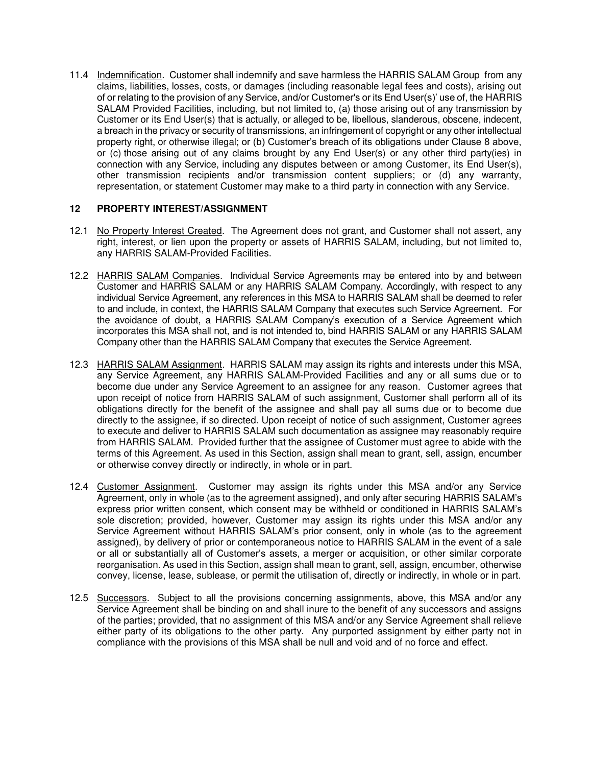11.4 Indemnification. Customer shall indemnify and save harmless the HARRIS SALAM Group from any claims, liabilities, losses, costs, or damages (including reasonable legal fees and costs), arising out of or relating to the provision of any Service, and/or Customer's or its End User(s)' use of, the HARRIS SALAM Provided Facilities, including, but not limited to, (a) those arising out of any transmission by Customer or its End User(s) that is actually, or alleged to be, libellous, slanderous, obscene, indecent, a breach in the privacy or security of transmissions, an infringement of copyright or any other intellectual property right, or otherwise illegal; or (b) Customer's breach of its obligations under Clause 8 above, or (c) those arising out of any claims brought by any End User(s) or any other third party(ies) in connection with any Service, including any disputes between or among Customer, its End User(s), other transmission recipients and/or transmission content suppliers; or (d) any warranty, representation, or statement Customer may make to a third party in connection with any Service.

## 12 PROPERTY INTEREST/ASSIGNMENT

12.1 No Property Interest Created. The Agreement does not grant, and Customer shall not assert, any right, interest, or lien upon the property or assets of HARRIS SALAM, including, but not limited to, any HARRIS SALAM-Provided Facilities.

12.2 HARRIS SALAM Companies. Individual Service Agreements may be entered into by and between Customer and HARRIS SALAM or any HARRIS SALAM Company. Accordingly, with respect to any individual Service Agreement, any references in this MSA to HARRIS SALAM shall be deemed to refer to and include, in context, the HARRIS SALAM Company that executes such Service Agreement. For the avoidance of doubt, a HARRIS SALAM Company's execution of a Service Agreement which incorporates this MSA shall not, and is not intended to, bind HARRIS SALAM or any HARRIS SALAM Company other than the HARRIS SALAM Company that executes the Service Agreement.

12.3 HARRIS SALAM Assignment. HARRIS SALAM may assign its rights and interests under this MSA, any Service Agreement, any HARRIS SALAM-Provided Facilities and any or all sums due or to become due under any Service Agreement to an assignee for any reason. Customer agrees that upon receipt of notice from HARRIS SALAM of such assignment, Customer shall perform all of its obligations directly for the benefit of the assignee and shall pay all sums due or to become due directly to the assignee, if so directed. Upon receipt of notice of such assignment, Customer agrees to execute and deliver to HARRIS SALAM such documentation as assignee may reasonably require from HARRIS SALAM. Provided further that the assignee of Customer must agree to abide with the terms of this Agreement. As used in this Section, assign shall mean to grant, sell, assign, encumber or otherwise convey directly or indirectly, in whole or in part.

12.4 Customer Assignment. Customer may assign its rights under this MSA and/or any Service Agreement, only in whole (as to the agreement assigned), and only after securing HARRIS SALAM's express prior written consent, which consent may be withheld or conditioned in HARRIS SALAM's sole discretion; provided, however, Customer may assign its rights under this MSA and/or any Service Agreement without HARRIS SALAM's prior consent, only in whole (as to the agreement assigned), by delivery of prior or contemporaneous notice to HARRIS SALAM in the event of a sale or all or substantially all of Customer's assets, a merger or acquisition, or other similar corporate reorganisation. As used in this Section, assign shall mean to grant, sell, assign, encumber, otherwise convey, license, lease, sublease, or permit the utilisation of, directly or indirectly, in whole or in part.

12.5 Successors. Subject to all the provisions concerning assignments, above, this MSA and/or any Service Agreement shall be binding on and shall inure to the benefit of any successors and assigns of the parties; provided, that no assignment of this MSA and/or any Service Agreement shall relieve either party of its obligations to the other party. Any purported assignment by either party not in compliance with the provisions of this MSA shall be null and void and of no force and effect.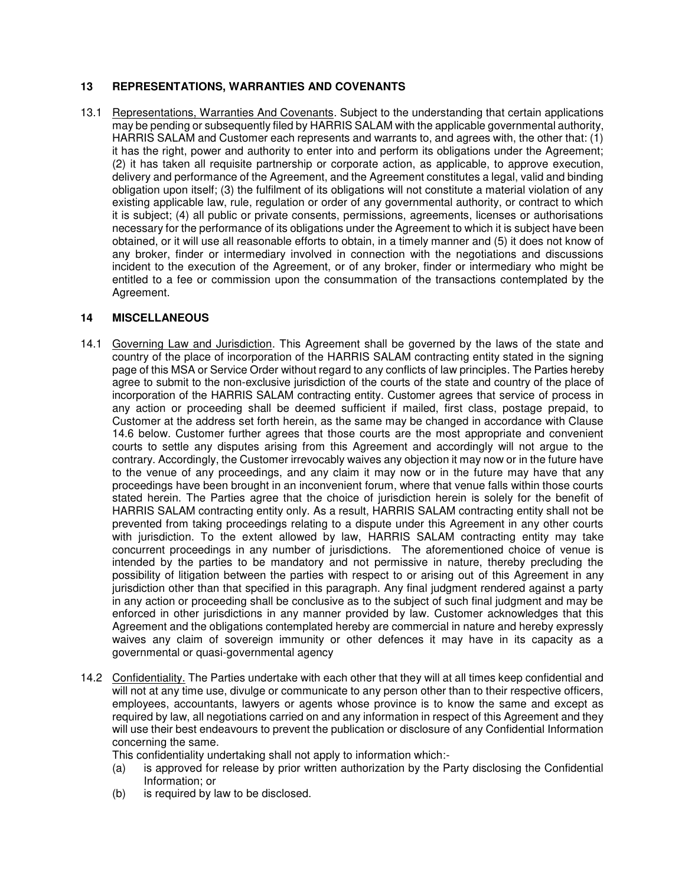## 13 REPRESENTATIONS, WARRANTIES AND COVENANTS

13.1 Representations, Warranties And Covenants. Subject to the understanding that certain applications may be pending or subsequently filed by HARRIS SALAM with the applicable governmental authority, HARRIS SALAM and Customer each represents and warrants to, and agrees with, the other that: (1) it has the right, power and authority to enter into and perform its obligations under the Agreement; (2) it has taken all requisite partnership or corporate action, as applicable, to approve execution, delivery and performance of the Agreement, and the Agreement constitutes a legal, valid and binding obligation upon itself; (3) the fulfilment of its obligations will not constitute a material violation of any existing applicable law, rule, regulation or order of any governmental authority, or contract to which it is subject; (4) all public or private consents, permissions, agreements, licenses or authorisations necessary for the performance of its obligations under the Agreement to which it is subject have been obtained, or it will use all reasonable efforts to obtain, in a timely manner and (5) it does not know of any broker, finder or intermediary involved in connection with the negotiations and discussions incident to the execution of the Agreement, or of any broker, finder or intermediary who might be entitled to a fee or commission upon the consummation of the transactions contemplated by the Agreement.

## 14 MISCELLANEOUS

14.1 Governing Law and Jurisdiction. This Agreement shall be governed by the laws of the state and country of the place of incorporation of the HARRIS SALAM contracting entity stated in the signing page of this MSA or Service Order without regard to any conflicts of law principles. The Parties hereby agree to submit to the non-exclusive jurisdiction of the courts of the state and country of the place of incorporation of the HARRIS SALAM contracting entity. Customer agrees that service of process in any action or proceeding shall be deemed sufficient if mailed, first class, postage prepaid, to Customer at the address set forth herein, as the same may be changed in accordance with Clause 14.6 below. Customer further agrees that those courts are the most appropriate and convenient courts to settle any disputes arising from this Agreement and accordingly will not argue to the contrary. Accordingly, the Customer irrevocably waives any objection it may now or in the future have to the venue of any proceedings, and any claim it may now or in the future may have that any proceedings have been brought in an inconvenient forum, where that venue falls within those courts stated herein. The Parties agree that the choice of jurisdiction herein is solely for the benefit of HARRIS SALAM contracting entity only. As a result, HARRIS SALAM contracting entity shall not be prevented from taking proceedings relating to a dispute under this Agreement in any other courts with jurisdiction. To the extent allowed by law, HARRIS SALAM contracting entity may take concurrent proceedings in any number of jurisdictions. The aforementioned choice of venue is intended by the parties to be mandatory and not permissive in nature, thereby precluding the possibility of litigation between the parties with respect to or arising out of this Agreement in any jurisdiction other than that specified in this paragraph. Any final judgment rendered against a party in any action or proceeding shall be conclusive as to the subject of such final judgment and may be enforced in other jurisdictions in any manner provided by law. Customer acknowledges that this Agreement and the obligations contemplated hereby are commercial in nature and hereby expressly waives any claim of sovereign immunity or other defences it may have in its capacity as a governmental or quasi-governmental agency

14.2 Confidentiality. The Parties undertake with each other that they will at all times keep confidential and will not at any time use, divulge or communicate to any person other than to their respective officers, employees, accountants, lawyers or agents whose province is to know the same and except as required by law, all negotiations carried on and any information in respect of this Agreement and they will use their best endeavours to prevent the publication or disclosure of any Confidential Information concerning the same.

This confidentiality undertaking shall not apply to information which:-

(a) is approved for release by prior written authorization by the Party disclosing the Confidential Information; or

(b) is required by law to be disclosed.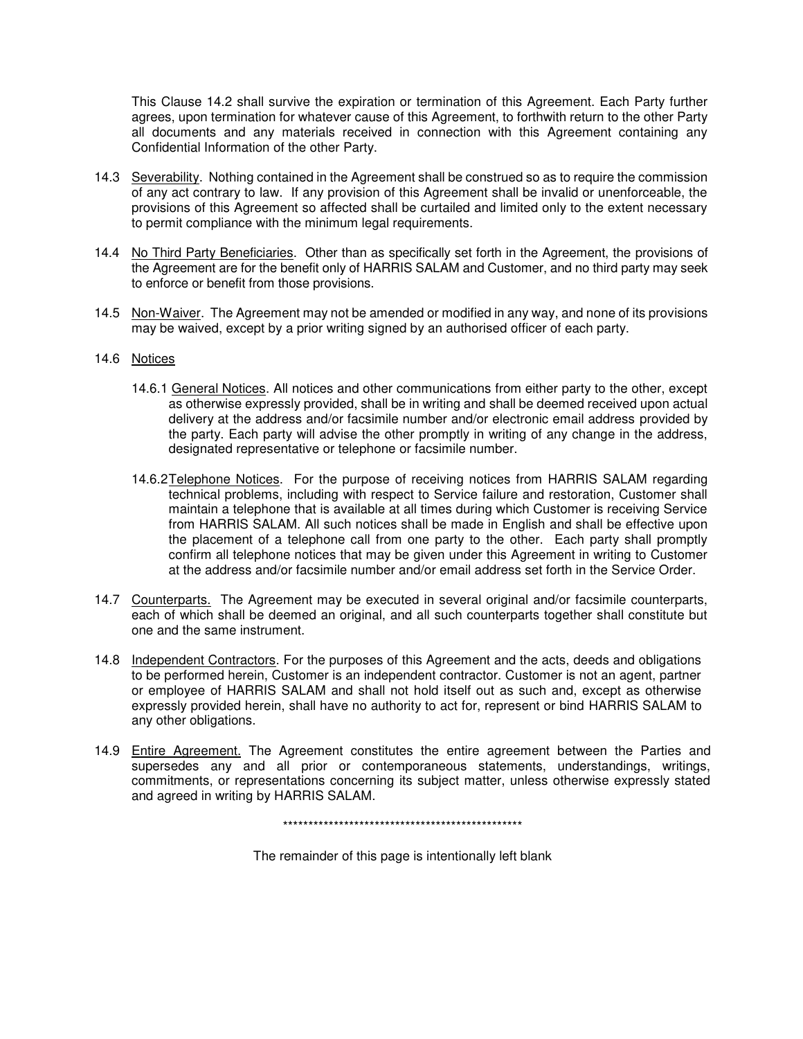This Clause 14.2 shall survive the expiration or termination of this Agreement. Each Party further agrees, upon termination for whatever cause of this Agreement, to forthwith return to the other Party all documents and any materials received in connection with this Agreement containing any Confidential Information of the other Party.

14.3 Severability. Nothing contained in the Agreement shall be construed so as to require the commission of any act contrary to law. If any provision of this Agreement shall be invalid or unenforceable, the provisions of this Agreement so affected shall be curtailed and limited only to the extent necessary to permit compliance with the minimum legal requirements.

14.4 No Third Party Beneficiaries. Other than as specifically set forth in the Agreement, the provisions of the Agreement are for the benefit only of HARRIS SALAM and Customer, and no third party may seek to enforce or benefit from those provisions.

14.5 Non-Waiver. The Agreement may not be amended or modified in any way, and none of its provisions may be waived, except by a prior writing signed by an authorised officer of each party.

14.6 Notices

14.6.1 General Notices. All notices and other communications from either party to the other, except as otherwise expressly provided, shall be in writing and shall be deemed received upon actual delivery at the address and/or facsimile number and/or electronic email address provided by the party. Each party will advise the other promptly in writing of any change in the address, designated representative or telephone or facsimile number.

14.6.2 Telephone Notices. For the purpose of receiving notices from HARRIS SALAM regarding technical problems, including with respect to Service failure and restoration, Customer shall maintain a telephone that is available at all times during which Customer is receiving Service from HARRIS SALAM. All such notices shall be made in English and shall be effective upon the placement of a telephone call from one party to the other. Each party shall promptly confirm all telephone notices that may be given under this Agreement in writing to Customer at the address and/or facsimile number and/or email address set forth in the Service Order.

14.7 Counterparts. The Agreement may be executed in several original and/or facsimile counterparts, each of which shall be deemed an original, and all such counterparts together shall constitute but one and the same instrument.

14.8 Independent Contractors. For the purposes of this Agreement and the acts, deeds and obligations to be performed herein, Customer is an independent contractor. Customer is not an agent, partner or employee of HARRIS SALAM and shall not hold itself out as such and, except as otherwise expressly provided herein, shall have no authority to act for, represent or bind HARRIS SALAM to any other obligations.

14.9 Entire Agreement. The Agreement constitutes the entire agreement between the Parties and supersedes any and all prior or contemporaneous statements, understandings, writings, commitments, or representations concerning its subject matter, unless otherwise expressly stated and agreed in writing by HARRIS SALAM.

*************************************************

The remainder of this page is intentionally left blank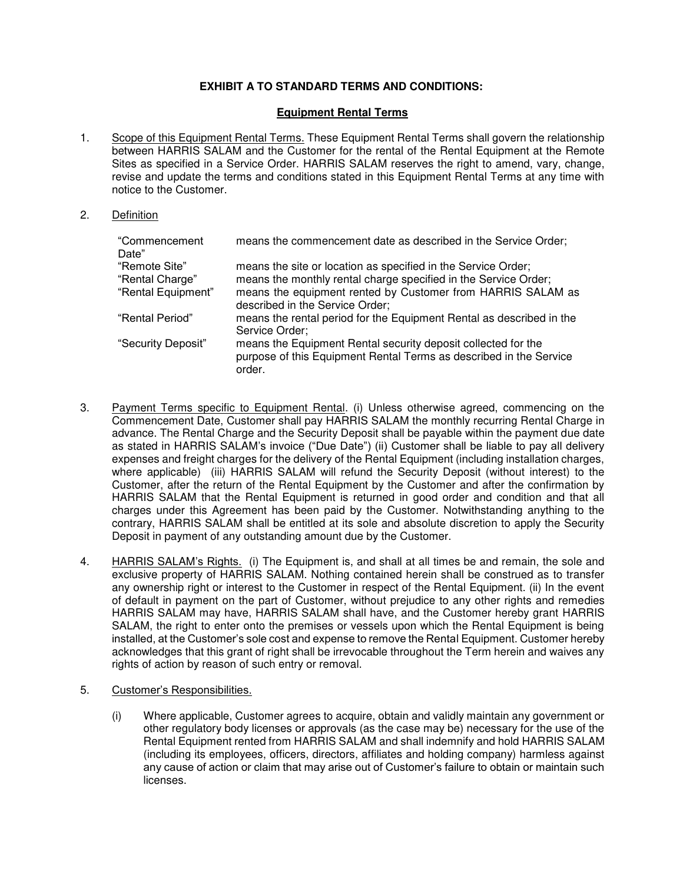**EXHIBIT A TO STANDARD TERMS AND CONDITIONS:**

**Equipment Rental Terms**

1. Scope of this Equipment Rental Terms. These Equipment Rental Terms shall govern the relationship between HARRIS SALAM and the Customer for the rental of the Rental Equipment at the Remote Sites as specified in a Service Order. HARRIS SALAM reserves the right to amend, vary, change, revise and update the terms and conditions stated in this Equipment Rental Terms at any time with notice to the Customer.

2. Definition

| | |
|---|---|
| "Commencement Date" | means the commencement date as described in the Service Order; |
| "Remote Site" | means the site or location as specified in the Service Order; |
| "Rental Charge" | means the monthly rental charge specified in the Service Order; |
| "Rental Equipment" | means the equipment rented by Customer from HARRIS SALAM as described in the Service Order; |
| "Rental Period" | means the rental period for the Equipment Rental as described in the Service Order; |
| "Security Deposit" | means the Equipment Rental security deposit collected for the purpose of this Equipment Rental Terms as described in the Service order. |

3. Payment Terms specific to Equipment Rental. (i) Unless otherwise agreed, commencing on the Commencement Date, Customer shall pay HARRIS SALAM the monthly recurring Rental Charge in advance. The Rental Charge and the Security Deposit shall be payable within the payment due date as stated in HARRIS SALAM's invoice ("Due Date") (ii) Customer shall be liable to pay all delivery expenses and freight charges for the delivery of the Rental Equipment (including installation charges, where applicable) (iii) HARRIS SALAM will refund the Security Deposit (without interest) to the Customer, after the return of the Rental Equipment by the Customer and after the confirmation by HARRIS SALAM that the Rental Equipment is returned in good order and condition and that all charges under this Agreement has been paid by the Customer. Notwithstanding anything to the contrary, HARRIS SALAM shall be entitled at its sole and absolute discretion to apply the Security Deposit in payment of any outstanding amount due by the Customer.

4. HARRIS SALAM's Rights. (i) The Equipment is, and shall at all times be and remain, the sole and exclusive property of HARRIS SALAM. Nothing contained herein shall be construed as to transfer any ownership right or interest to the Customer in respect of the Rental Equipment. (ii) In the event of default in payment on the part of Customer, without prejudice to any other rights and remedies HARRIS SALAM may have, HARRIS SALAM shall have, and the Customer hereby grant HARRIS SALAM, the right to enter onto the premises or vessels upon which the Rental Equipment is being installed, at the Customer's sole cost and expense to remove the Rental Equipment. Customer hereby acknowledges that this grant of right shall be irrevocable throughout the Term herein and waives any rights of action by reason of such entry or removal.

5. Customer's Responsibilities.

   (i) Where applicable, Customer agrees to acquire, obtain and validly maintain any government or other regulatory body licenses or approvals (as the case may be) necessary for the use of the Rental Equipment rented from HARRIS SALAM and shall indemnify and hold HARRIS SALAM (including its employees, officers, directors, affiliates and holding company) harmless against any cause of action or claim that may arise out of Customer's failure to obtain or maintain such licenses.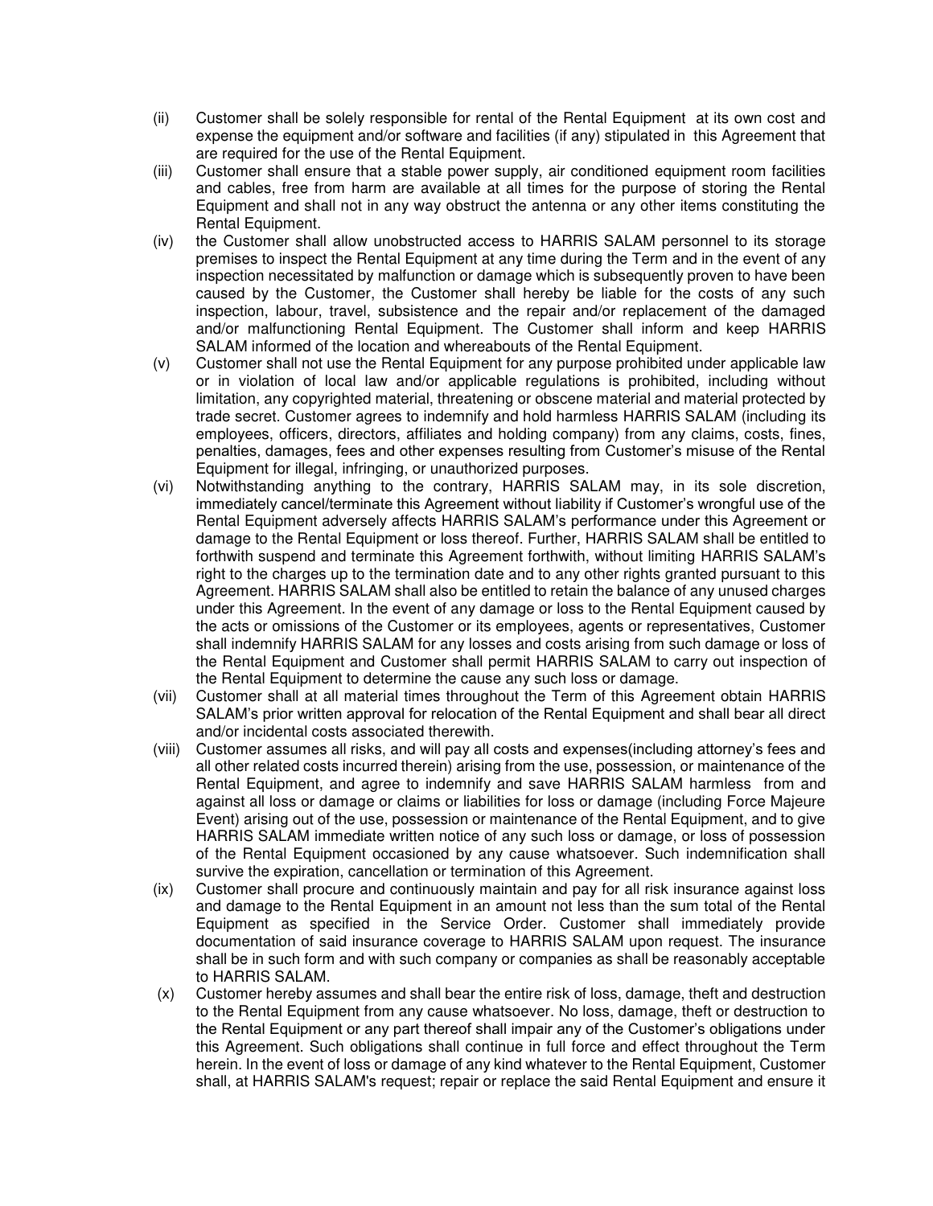(ii) Customer shall be solely responsible for rental of the Rental Equipment at its own cost and expense the equipment and/or software and facilities (if any) stipulated in this Agreement that are required for the use of the Rental Equipment.

(iii) Customer shall ensure that a stable power supply, air conditioned equipment room facilities and cables, free from harm are available at all times for the purpose of storing the Rental Equipment and shall not in any way obstruct the antenna or any other items constituting the Rental Equipment.

(iv) the Customer shall allow unobstructed access to HARRIS SALAM personnel to its storage premises to inspect the Rental Equipment at any time during the Term and in the event of any inspection necessitated by malfunction or damage which is subsequently proven to have been caused by the Customer, the Customer shall hereby be liable for the costs of any such inspection, labour, travel, subsistence and the repair and/or replacement of the damaged and/or malfunctioning Rental Equipment. The Customer shall inform and keep HARRIS SALAM informed of the location and whereabouts of the Rental Equipment.

(v) Customer shall not use the Rental Equipment for any purpose prohibited under applicable law or in violation of local law and/or applicable regulations is prohibited, including without limitation, any copyrighted material, threatening or obscene material and material protected by trade secret. Customer agrees to indemnify and hold harmless HARRIS SALAM (including its employees, officers, directors, affiliates and holding company) from any claims, costs, fines, penalties, damages, fees and other expenses resulting from Customer's misuse of the Rental Equipment for illegal, infringing, or unauthorized purposes.

(vi) Notwithstanding anything to the contrary, HARRIS SALAM may, in its sole discretion, immediately cancel/terminate this Agreement without liability if Customer's wrongful use of the Rental Equipment adversely affects HARRIS SALAM's performance under this Agreement or damage to the Rental Equipment or loss thereof. Further, HARRIS SALAM shall be entitled to forthwith suspend and terminate this Agreement forthwith, without limiting HARRIS SALAM's right to the charges up to the termination date and to any other rights granted pursuant to this Agreement. HARRIS SALAM shall also be entitled to retain the balance of any unused charges under this Agreement. In the event of any damage or loss to the Rental Equipment caused by the acts or omissions of the Customer or its employees, agents or representatives, Customer shall indemnify HARRIS SALAM for any losses and costs arising from such damage or loss of the Rental Equipment and Customer shall permit HARRIS SALAM to carry out inspection of the Rental Equipment to determine the cause any such loss or damage.

(vii) Customer shall at all material times throughout the Term of this Agreement obtain HARRIS SALAM's prior written approval for relocation of the Rental Equipment and shall bear all direct and/or incidental costs associated therewith.

(viii) Customer assumes all risks, and will pay all costs and expenses(including attorney's fees and all other related costs incurred therein) arising from the use, possession, or maintenance of the Rental Equipment, and agree to indemnify and save HARRIS SALAM harmless from and against all loss or damage or claims or liabilities for loss or damage (including Force Majeure Event) arising out of the use, possession or maintenance of the Rental Equipment, and to give HARRIS SALAM immediate written notice of any such loss or damage, or loss of possession of the Rental Equipment occasioned by any cause whatsoever. Such indemnification shall survive the expiration, cancellation or termination of this Agreement.

(ix) Customer shall procure and continuously maintain and pay for all risk insurance against loss and damage to the Rental Equipment in an amount not less than the sum total of the Rental Equipment as specified in the Service Order. Customer shall immediately provide documentation of said insurance coverage to HARRIS SALAM upon request. The insurance shall be in such form and with such company or companies as shall be reasonably acceptable to HARRIS SALAM.

(x) Customer hereby assumes and shall bear the entire risk of loss, damage, theft and destruction to the Rental Equipment from any cause whatsoever. No loss, damage, theft or destruction to the Rental Equipment or any part thereof shall impair any of the Customer's obligations under this Agreement. Such obligations shall continue in full force and effect throughout the Term herein. In the event of loss or damage of any kind whatever to the Rental Equipment, Customer shall, at HARRIS SALAM's request; repair or replace the said Rental Equipment and ensure it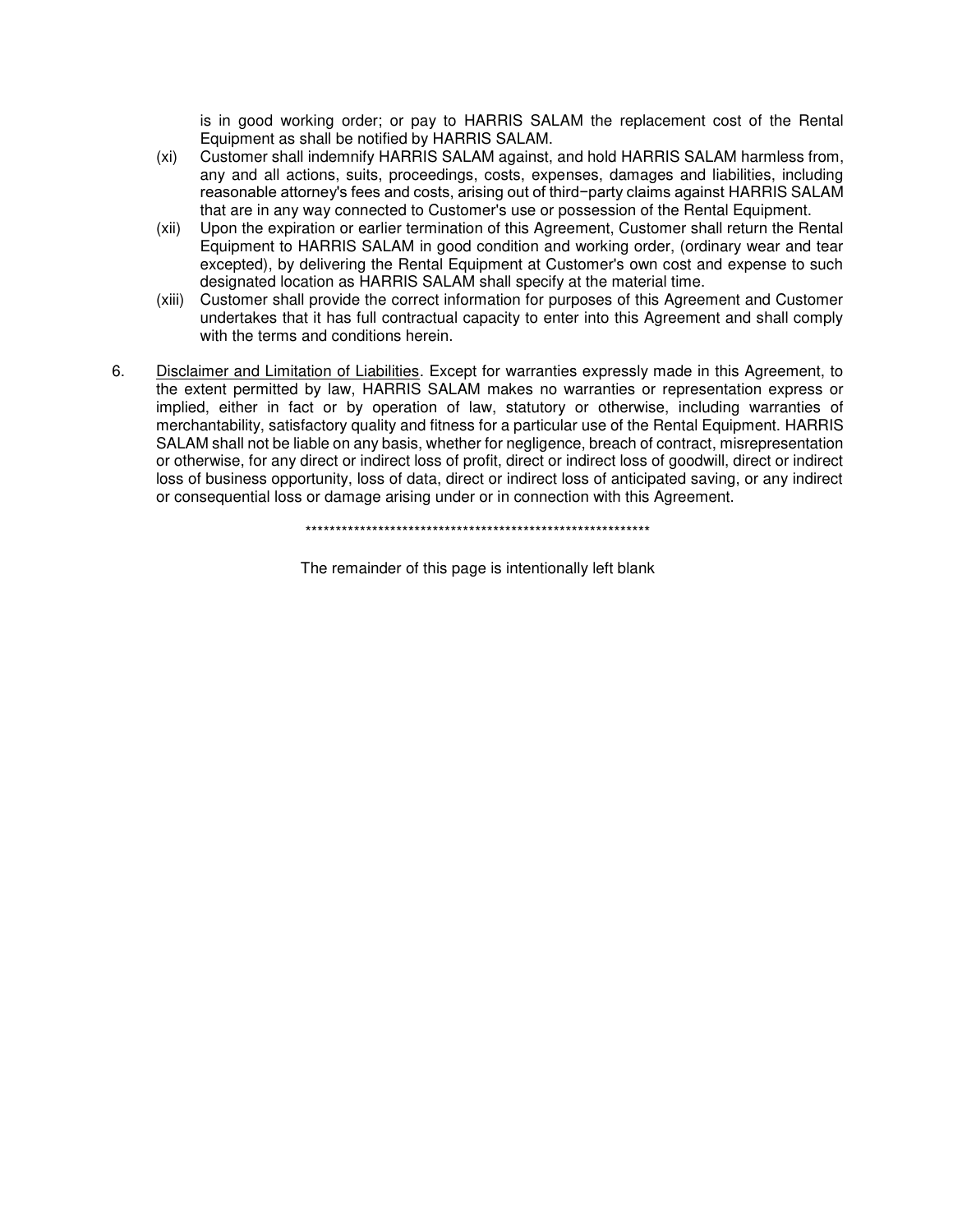is in good working order; or pay to HARRIS SALAM the replacement cost of the Rental Equipment as shall be notified by HARRIS SALAM.

(xi) Customer shall indemnify HARRIS SALAM against, and hold HARRIS SALAM harmless from, any and all actions, suits, proceedings, costs, expenses, damages and liabilities, including reasonable attorney's fees and costs, arising out of third−party claims against HARRIS SALAM that are in any way connected to Customer's use or possession of the Rental Equipment.

(xii) Upon the expiration or earlier termination of this Agreement, Customer shall return the Rental Equipment to HARRIS SALAM in good condition and working order, (ordinary wear and tear excepted), by delivering the Rental Equipment at Customer's own cost and expense to such designated location as HARRIS SALAM shall specify at the material time.

(xiii) Customer shall provide the correct information for purposes of this Agreement and Customer undertakes that it has full contractual capacity to enter into this Agreement and shall comply with the terms and conditions herein.

6. Disclaimer and Limitation of Liabilities. Except for warranties expressly made in this Agreement, to the extent permitted by law, HARRIS SALAM makes no warranties or representation express or implied, either in fact or by operation of law, statutory or otherwise, including warranties of merchantability, satisfactory quality and fitness for a particular use of the Rental Equipment. HARRIS SALAM shall not be liable on any basis, whether for negligence, breach of contract, misrepresentation or otherwise, for any direct or indirect loss of profit, direct or indirect loss of goodwill, direct or indirect loss of business opportunity, loss of data, direct or indirect loss of anticipated saving, or any indirect or consequential loss or damage arising under or in connection with this Agreement.

************************************************************

The remainder of this page is intentionally left blank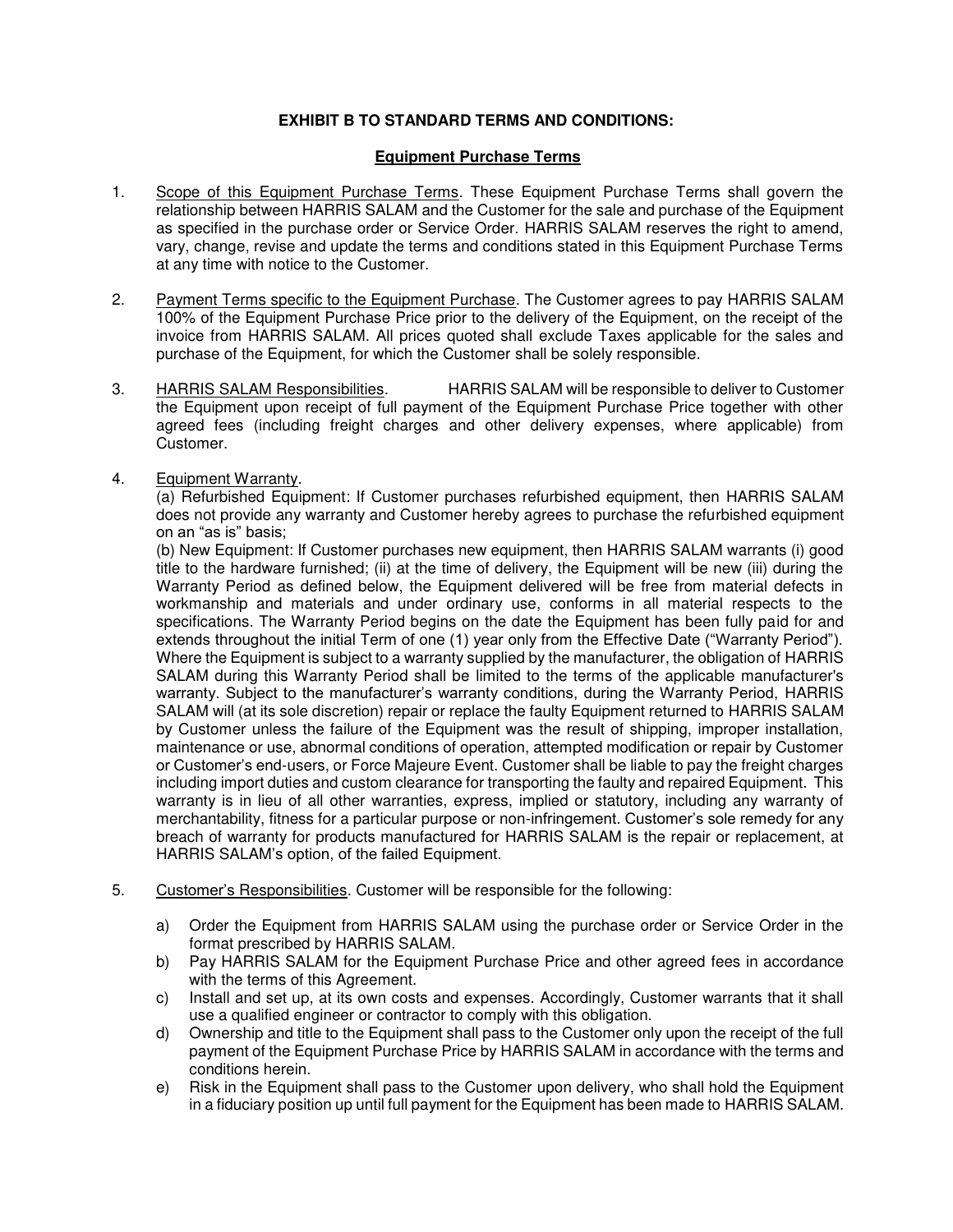**EXHIBIT B TO STANDARD TERMS AND CONDITIONS:**

**Equipment Purchase Terms**

1. Scope of this Equipment Purchase Terms. These Equipment Purchase Terms shall govern the relationship between HARRIS SALAM and the Customer for the sale and purchase of the Equipment as specified in the purchase order or Service Order. HARRIS SALAM reserves the right to amend, vary, change, revise and update the terms and conditions stated in this Equipment Purchase Terms at any time with notice to the Customer.

2. Payment Terms specific to the Equipment Purchase. The Customer agrees to pay HARRIS SALAM 100% of the Equipment Purchase Price prior to the delivery of the Equipment, on the receipt of the invoice from HARRIS SALAM. All prices quoted shall exclude Taxes applicable for the sales and purchase of the Equipment, for which the Customer shall be solely responsible.

3. HARRIS SALAM Responsibilities. HARRIS SALAM will be responsible to deliver to Customer the Equipment upon receipt of full payment of the Equipment Purchase Price together with other agreed fees (including freight charges and other delivery expenses, where applicable) from Customer.

4. Equipment Warranty.
   (a) Refurbished Equipment: If Customer purchases refurbished equipment, then HARRIS SALAM does not provide any warranty and Customer hereby agrees to purchase the refurbished equipment on an "as is" basis;
   (b) New Equipment: If Customer purchases new equipment, then HARRIS SALAM warrants (i) good title to the hardware furnished; (ii) at the time of delivery, the Equipment will be new (iii) during the Warranty Period as defined below, the Equipment delivered will be free from material defects in workmanship and materials and under ordinary use, conforms in all material respects to the specifications. The Warranty Period begins on the date the Equipment has been fully paid for and extends throughout the initial Term of one (1) year only from the Effective Date ("Warranty Period"). Where the Equipment is subject to a warranty supplied by the manufacturer, the obligation of HARRIS SALAM during this Warranty Period shall be limited to the terms of the applicable manufacturer's warranty. Subject to the manufacturer's warranty conditions, during the Warranty Period, HARRIS SALAM will (at its sole discretion) repair or replace the faulty Equipment returned to HARRIS SALAM by Customer unless the failure of the Equipment was the result of shipping, improper installation, maintenance or use, abnormal conditions of operation, attempted modification or repair by Customer or Customer's end-users, or Force Majeure Event. Customer shall be liable to pay the freight charges including import duties and custom clearance for transporting the faulty and repaired Equipment. This warranty is in lieu of all other warranties, express, implied or statutory, including any warranty of merchantability, fitness for a particular purpose or non-infringement. Customer's sole remedy for any breach of warranty for products manufactured for HARRIS SALAM is the repair or replacement, at HARRIS SALAM's option, of the failed Equipment.

5. Customer's Responsibilities. Customer will be responsible for the following:

   a) Order the Equipment from HARRIS SALAM using the purchase order or Service Order in the format prescribed by HARRIS SALAM.
   b) Pay HARRIS SALAM for the Equipment Purchase Price and other agreed fees in accordance with the terms of this Agreement.
   c) Install and set up, at its own costs and expenses. Accordingly, Customer warrants that it shall use a qualified engineer or contractor to comply with this obligation.
   d) Ownership and title to the Equipment shall pass to the Customer only upon the receipt of the full payment of the Equipment Purchase Price by HARRIS SALAM in accordance with the terms and conditions herein.
   e) Risk in the Equipment shall pass to the Customer upon delivery, who shall hold the Equipment in a fiduciary position up until full payment for the Equipment has been made to HARRIS SALAM.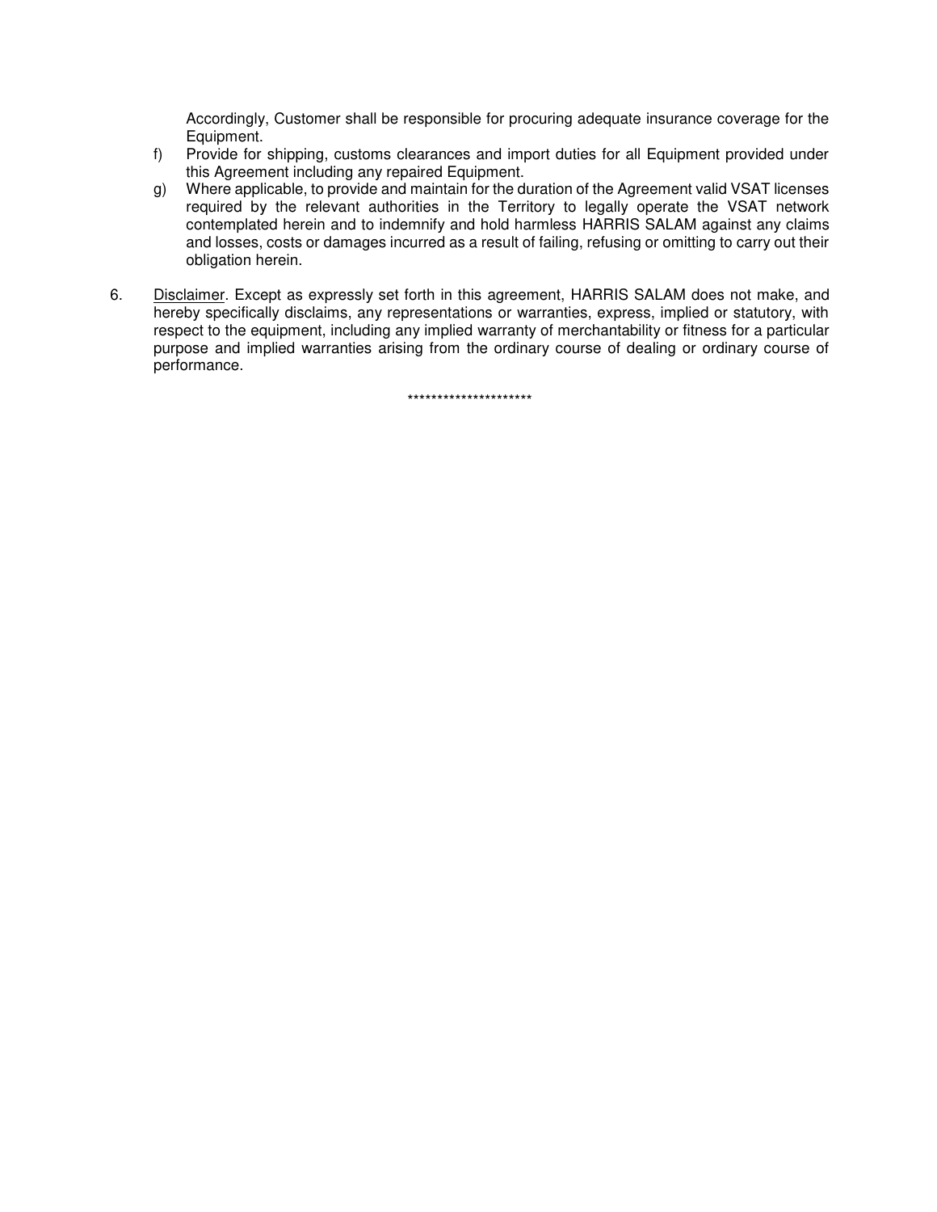Accordingly, Customer shall be responsible for procuring adequate insurance coverage for the Equipment.

f) Provide for shipping, customs clearances and import duties for all Equipment provided under this Agreement including any repaired Equipment.

g) Where applicable, to provide and maintain for the duration of the Agreement valid VSAT licenses required by the relevant authorities in the Territory to legally operate the VSAT network contemplated herein and to indemnify and hold harmless HARRIS SALAM against any claims and losses, costs or damages incurred as a result of failing, refusing or omitting to carry out their obligation herein.

6. Disclaimer. Except as expressly set forth in this agreement, HARRIS SALAM does not make, and hereby specifically disclaims, any representations or warranties, express, implied or statutory, with respect to the equipment, including any implied warranty of merchantability or fitness for a particular purpose and implied warranties arising from the ordinary course of dealing or ordinary course of performance.

*********************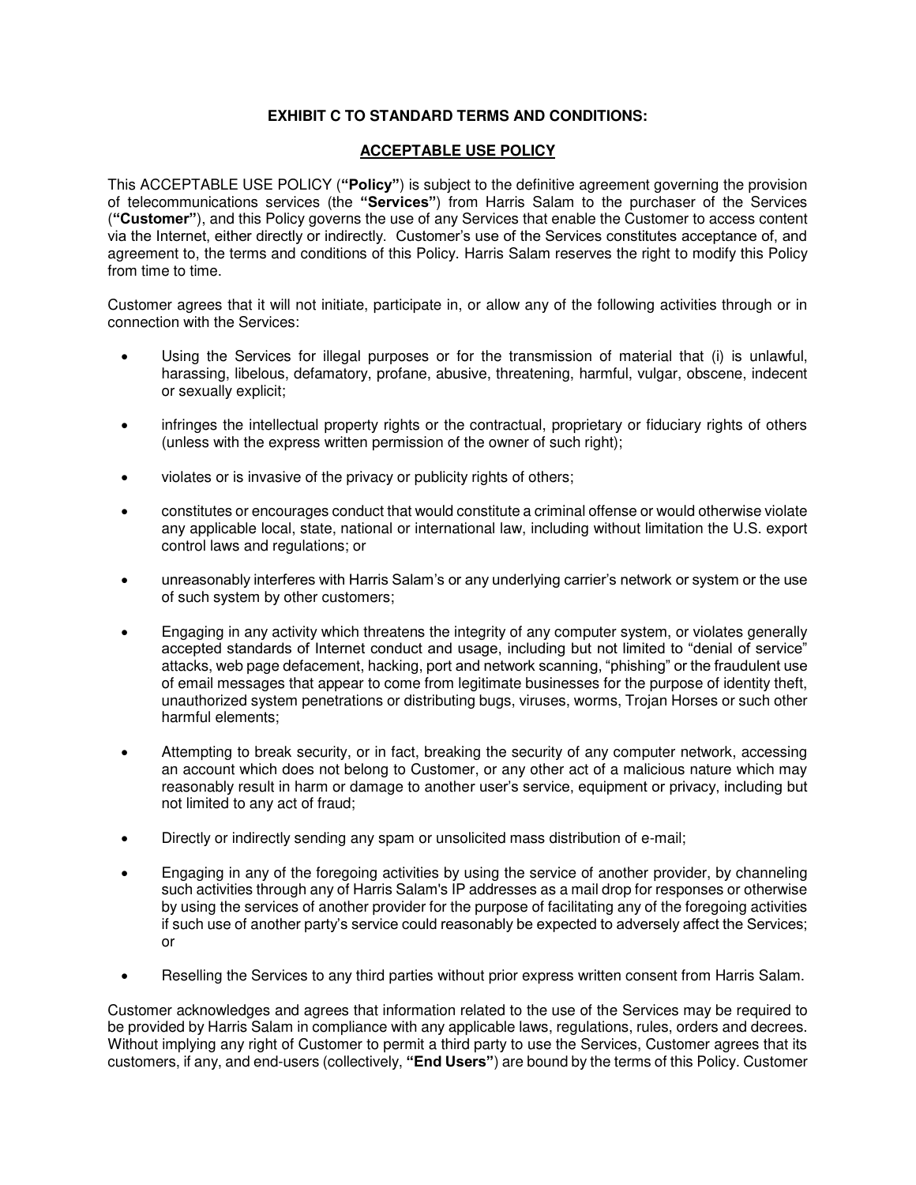**EXHIBIT C TO STANDARD TERMS AND CONDITIONS:**

**ACCEPTABLE USE POLICY**

This ACCEPTABLE USE POLICY (**"Policy"**) is subject to the definitive agreement governing the provision of telecommunications services (the **"Services"**) from Harris Salam to the purchaser of the Services (**"Customer"**), and this Policy governs the use of any Services that enable the Customer to access content via the Internet, either directly or indirectly. Customer's use of the Services constitutes acceptance of, and agreement to, the terms and conditions of this Policy. Harris Salam reserves the right to modify this Policy from time to time.

Customer agrees that it will not initiate, participate in, or allow any of the following activities through or in connection with the Services:

- Using the Services for illegal purposes or for the transmission of material that (i) is unlawful, harassing, libelous, defamatory, profane, abusive, threatening, harmful, vulgar, obscene, indecent or sexually explicit;
- infringes the intellectual property rights or the contractual, proprietary or fiduciary rights of others (unless with the express written permission of the owner of such right);
- violates or is invasive of the privacy or publicity rights of others;
- constitutes or encourages conduct that would constitute a criminal offense or would otherwise violate any applicable local, state, national or international law, including without limitation the U.S. export control laws and regulations; or
- unreasonably interferes with Harris Salam's or any underlying carrier's network or system or the use of such system by other customers;
- Engaging in any activity which threatens the integrity of any computer system, or violates generally accepted standards of Internet conduct and usage, including but not limited to "denial of service" attacks, web page defacement, hacking, port and network scanning, "phishing" or the fraudulent use of email messages that appear to come from legitimate businesses for the purpose of identity theft, unauthorized system penetrations or distributing bugs, viruses, worms, Trojan Horses or such other harmful elements;
- Attempting to break security, or in fact, breaking the security of any computer network, accessing an account which does not belong to Customer, or any other act of a malicious nature which may reasonably result in harm or damage to another user's service, equipment or privacy, including but not limited to any act of fraud;
- Directly or indirectly sending any spam or unsolicited mass distribution of e-mail;
- Engaging in any of the foregoing activities by using the service of another provider, by channeling such activities through any of Harris Salam's IP addresses as a mail drop for responses or otherwise by using the services of another provider for the purpose of facilitating any of the foregoing activities if such use of another party's service could reasonably be expected to adversely affect the Services; or
- Reselling the Services to any third parties without prior express written consent from Harris Salam.

Customer acknowledges and agrees that information related to the use of the Services may be required to be provided by Harris Salam in compliance with any applicable laws, regulations, rules, orders and decrees. Without implying any right of Customer to permit a third party to use the Services, Customer agrees that its customers, if any, and end-users (collectively, **"End Users"**) are bound by the terms of this Policy. Customer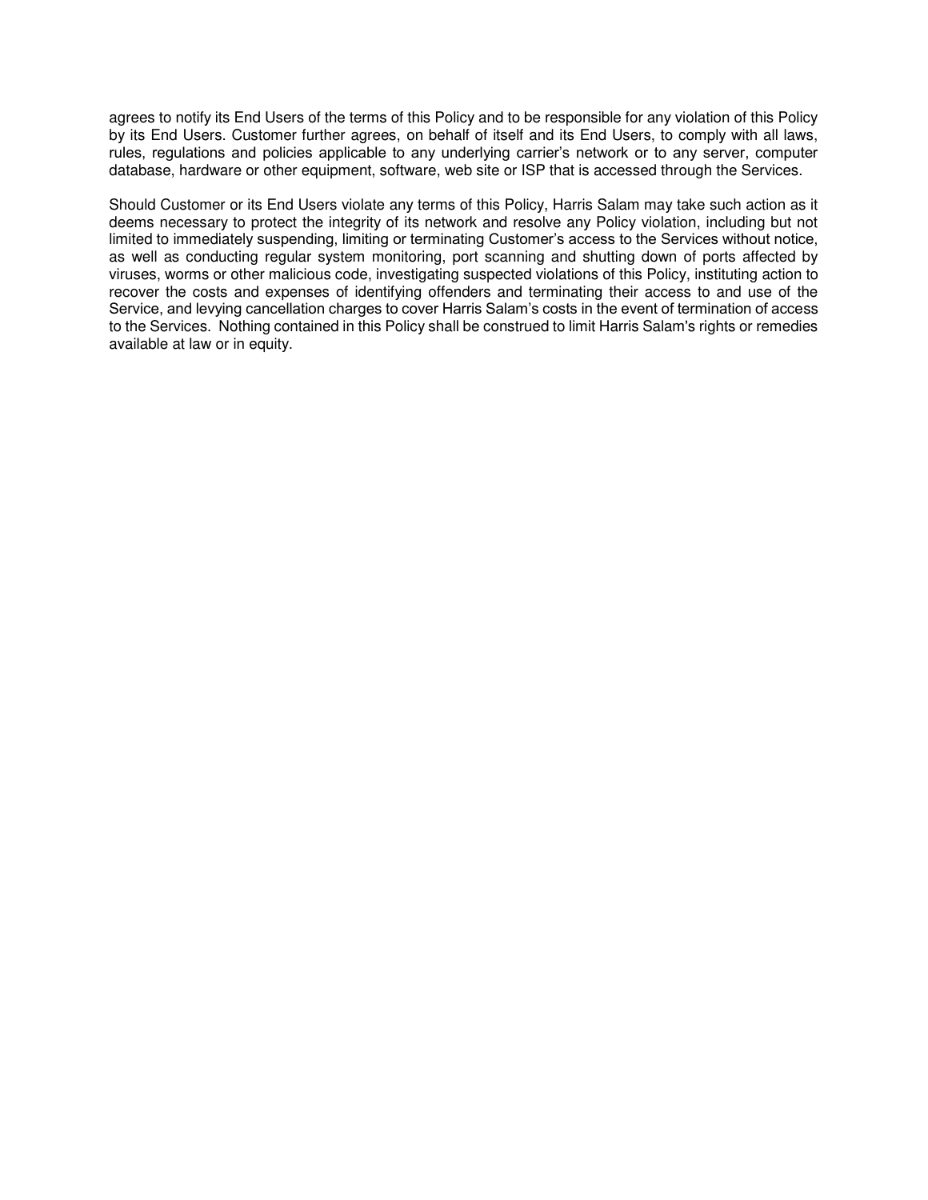agrees to notify its End Users of the terms of this Policy and to be responsible for any violation of this Policy by its End Users. Customer further agrees, on behalf of itself and its End Users, to comply with all laws, rules, regulations and policies applicable to any underlying carrier's network or to any server, computer database, hardware or other equipment, software, web site or ISP that is accessed through the Services.

Should Customer or its End Users violate any terms of this Policy, Harris Salam may take such action as it deems necessary to protect the integrity of its network and resolve any Policy violation, including but not limited to immediately suspending, limiting or terminating Customer's access to the Services without notice, as well as conducting regular system monitoring, port scanning and shutting down of ports affected by viruses, worms or other malicious code, investigating suspected violations of this Policy, instituting action to recover the costs and expenses of identifying offenders and terminating their access to and use of the Service, and levying cancellation charges to cover Harris Salam's costs in the event of termination of access to the Services. Nothing contained in this Policy shall be construed to limit Harris Salam's rights or remedies available at law or in equity.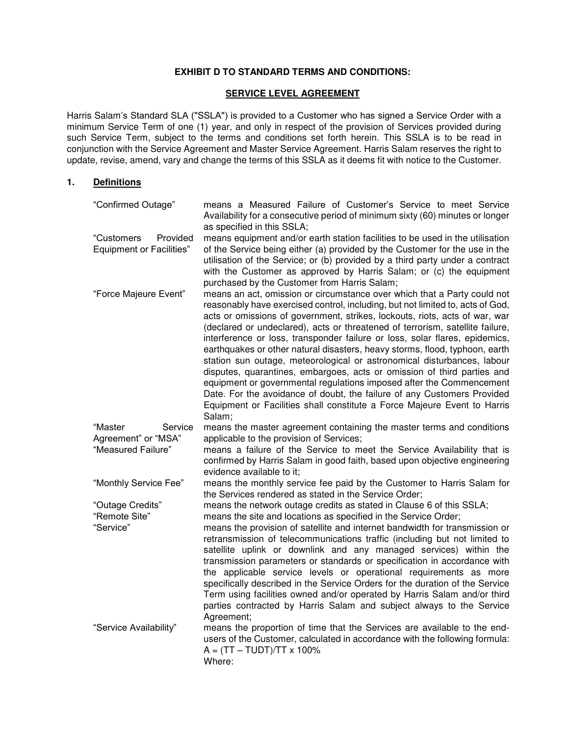**EXHIBIT D TO STANDARD TERMS AND CONDITIONS:**

**SERVICE LEVEL AGREEMENT**

Harris Salam's Standard SLA ("SSLA") is provided to a Customer who has signed a Service Order with a minimum Service Term of one (1) year, and only in respect of the provision of Services provided during such Service Term, subject to the terms and conditions set forth herein. This SSLA is to be read in conjunction with the Service Agreement and Master Service Agreement. Harris Salam reserves the right to update, revise, amend, vary and change the terms of this SSLA as it deems fit with notice to the Customer.

## 1. Definitions

| | |
|---|---|
| "Confirmed Outage" | means a Measured Failure of Customer's Service to meet Service Availability for a consecutive period of minimum sixty (60) minutes or longer as specified in this SSLA; |
| "Customers Provided Equipment or Facilities" | means equipment and/or earth station facilities to be used in the utilisation of the Service being either (a) provided by the Customer for the use in the utilisation of the Service; or (b) provided by a third party under a contract with the Customer as approved by Harris Salam; or (c) the equipment purchased by the Customer from Harris Salam; |
| "Force Majeure Event" | means an act, omission or circumstance over which that a Party could not reasonably have exercised control, including, but not limited to, acts of God, acts or omissions of government, strikes, lockouts, riots, acts of war, war (declared or undeclared), acts or threatened of terrorism, satellite failure, interference or loss, transponder failure or loss, solar flares, epidemics, earthquakes or other natural disasters, heavy storms, flood, typhoon, earth station sun outage, meteorological or astronomical disturbances, labour disputes, quarantines, embargoes, acts or omission of third parties and equipment or governmental regulations imposed after the Commencement Date. For the avoidance of doubt, the failure of any Customers Provided Equipment or Facilities shall constitute a Force Majeure Event to Harris Salam; |
| "Master Service Agreement" or "MSA" | means the master agreement containing the master terms and conditions applicable to the provision of Services; |
| "Measured Failure" | means a failure of the Service to meet the Service Availability that is confirmed by Harris Salam in good faith, based upon objective engineering evidence available to it; |
| "Monthly Service Fee" | means the monthly service fee paid by the Customer to Harris Salam for the Services rendered as stated in the Service Order; |
| "Outage Credits" | means the network outage credits as stated in Clause 6 of this SSLA; |
| "Remote Site" | means the site and locations as specified in the Service Order; |
| "Service" | means the provision of satellite and internet bandwidth for transmission or retransmission of telecommunications traffic (including but not limited to satellite uplink or downlink and any managed services) within the transmission parameters or standards or specification in accordance with the applicable service levels or operational requirements as more specifically described in the Service Orders for the duration of the Service Term using facilities owned and/or operated by Harris Salam and/or third parties contracted by Harris Salam and subject always to the Service Agreement; |
| "Service Availability" | means the proportion of time that the Services are available to the end-users of the Customer, calculated in accordance with the following formula: $A = (TT - TUDT)/TT \times 100\%$ Where: |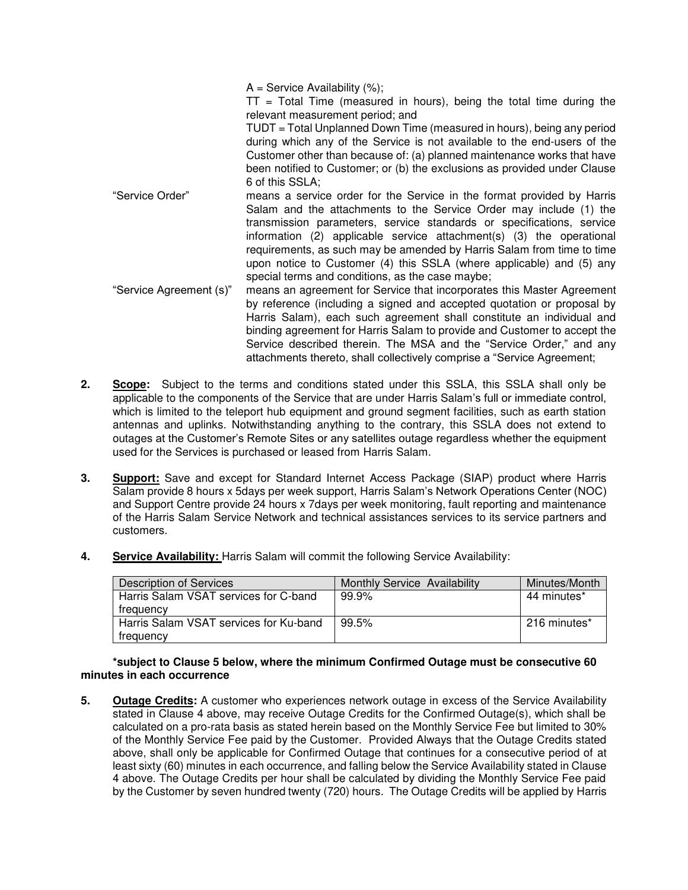A = Service Availability (%);

TT = Total Time (measured in hours), being the total time during the relevant measurement period; and

TUDT = Total Unplanned Down Time (measured in hours), being any period during which any of the Service is not available to the end-users of the Customer other than because of: (a) planned maintenance works that have been notified to Customer; or (b) the exclusions as provided under Clause 6 of this SSLA;

"Service Order" means a service order for the Service in the format provided by Harris Salam and the attachments to the Service Order may include (1) the transmission parameters, service standards or specifications, service information (2) applicable service attachment(s) (3) the operational requirements, as such may be amended by Harris Salam from time to time upon notice to Customer (4) this SSLA (where applicable) and (5) any special terms and conditions, as the case maybe;

"Service Agreement (s)" means an agreement for Service that incorporates this Master Agreement by reference (including a signed and accepted quotation or proposal by Harris Salam), each such agreement shall constitute an individual and binding agreement for Harris Salam to provide and Customer to accept the Service described therein. The MSA and the "Service Order," and any attachments thereto, shall collectively comprise a "Service Agreement;

2. **Scope:** Subject to the terms and conditions stated under this SSLA, this SSLA shall only be applicable to the components of the Service that are under Harris Salam's full or immediate control, which is limited to the teleport hub equipment and ground segment facilities, such as earth station antennas and uplinks. Notwithstanding anything to the contrary, this SSLA does not extend to outages at the Customer's Remote Sites or any satellites outage regardless whether the equipment used for the Services is purchased or leased from Harris Salam.

3. **Support:** Save and except for Standard Internet Access Package (SIAP) product where Harris Salam provide 8 hours x 5days per week support, Harris Salam's Network Operations Center (NOC) and Support Centre provide 24 hours x 7days per week monitoring, fault reporting and maintenance of the Harris Salam Service Network and technical assistances services to its service partners and customers.

4. **Service Availability:** Harris Salam will commit the following Service Availability:

| Description of Services | Monthly Service Availability | Minutes/Month |
|---|---|---|
| Harris Salam VSAT services for C-band frequency | 99.9% | 44 minutes* |
| Harris Salam VSAT services for Ku-band frequency | 99.5% | 216 minutes* |

**\*subject to Clause 5 below, where the minimum Confirmed Outage must be consecutive 60 minutes in each occurrence**

5. **Outage Credits:** A customer who experiences network outage in excess of the Service Availability stated in Clause 4 above, may receive Outage Credits for the Confirmed Outage(s), which shall be calculated on a pro-rata basis as stated herein based on the Monthly Service Fee but limited to 30% of the Monthly Service Fee paid by the Customer. Provided Always that the Outage Credits stated above, shall only be applicable for Confirmed Outage that continues for a consecutive period of at least sixty (60) minutes in each occurrence, and falling below the Service Availability stated in Clause 4 above. The Outage Credits per hour shall be calculated by dividing the Monthly Service Fee paid by the Customer by seven hundred twenty (720) hours. The Outage Credits will be applied by Harris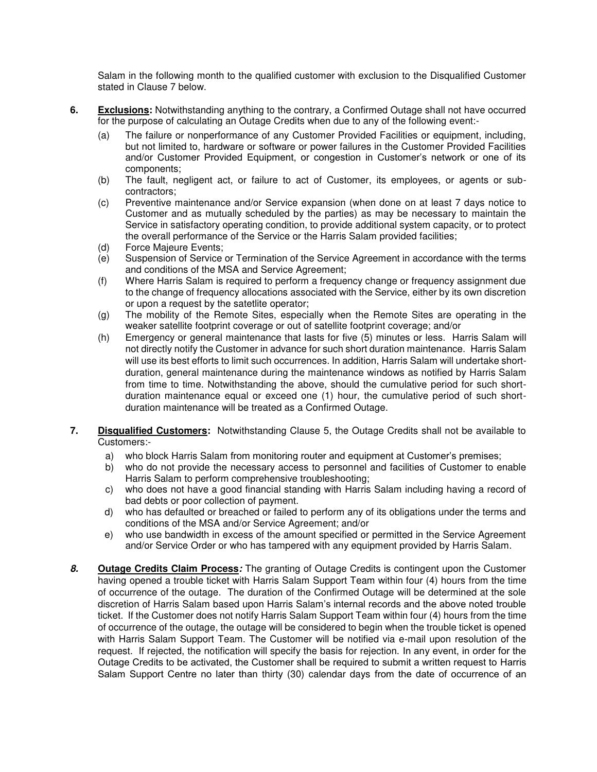Salam in the following month to the qualified customer with exclusion to the Disqualified Customer stated in Clause 7 below.

**6.** **Exclusions:** Notwithstanding anything to the contrary, a Confirmed Outage shall not have occurred for the purpose of calculating an Outage Credits when due to any of the following event:-

(a) The failure or nonperformance of any Customer Provided Facilities or equipment, including, but not limited to, hardware or software or power failures in the Customer Provided Facilities and/or Customer Provided Equipment, or congestion in Customer's network or one of its components;

(b) The fault, negligent act, or failure to act of Customer, its employees, or agents or sub-contractors;

(c) Preventive maintenance and/or Service expansion (when done on at least 7 days notice to Customer and as mutually scheduled by the parties) as may be necessary to maintain the Service in satisfactory operating condition, to provide additional system capacity, or to protect the overall performance of the Service or the Harris Salam provided facilities;

(d) Force Majeure Events;

(e) Suspension of Service or Termination of the Service Agreement in accordance with the terms and conditions of the MSA and Service Agreement;

(f) Where Harris Salam is required to perform a frequency change or frequency assignment due to the change of frequency allocations associated with the Service, either by its own discretion or upon a request by the satetlite operator;

(g) The mobility of the Remote Sites, especially when the Remote Sites are operating in the weaker satellite footprint coverage or out of satellite footprint coverage; and/or

(h) Emergency or general maintenance that lasts for five (5) minutes or less. Harris Salam will not directly notify the Customer in advance for such short duration maintenance. Harris Salam will use its best efforts to limit such occurrences. In addition, Harris Salam will undertake short-duration, general maintenance during the maintenance windows as notified by Harris Salam from time to time. Notwithstanding the above, should the cumulative period for such short-duration maintenance equal or exceed one (1) hour, the cumulative period of such short-duration maintenance will be treated as a Confirmed Outage.

**7.** **Disqualified Customers:** Notwithstanding Clause 5, the Outage Credits shall not be available to Customers:-

a) who block Harris Salam from monitoring router and equipment at Customer's premises;

b) who do not provide the necessary access to personnel and facilities of Customer to enable Harris Salam to perform comprehensive troubleshooting;

c) who does not have a good financial standing with Harris Salam including having a record of bad debts or poor collection of payment.

d) who has defaulted or breached or failed to perform any of its obligations under the terms and conditions of the MSA and/or Service Agreement; and/or

e) who use bandwidth in excess of the amount specified or permitted in the Service Agreement and/or Service Order or who has tampered with any equipment provided by Harris Salam.

***8.*** **Outage Credits Claim Process*:*** The granting of Outage Credits is contingent upon the Customer having opened a trouble ticket with Harris Salam Support Team within four (4) hours from the time of occurrence of the outage. The duration of the Confirmed Outage will be determined at the sole discretion of Harris Salam based upon Harris Salam's internal records and the above noted trouble ticket. If the Customer does not notify Harris Salam Support Team within four (4) hours from the time of occurrence of the outage, the outage will be considered to begin when the trouble ticket is opened with Harris Salam Support Team. The Customer will be notified via e-mail upon resolution of the request. If rejected, the notification will specify the basis for rejection. In any event, in order for the Outage Credits to be activated, the Customer shall be required to submit a written request to Harris Salam Support Centre no later than thirty (30) calendar days from the date of occurrence of an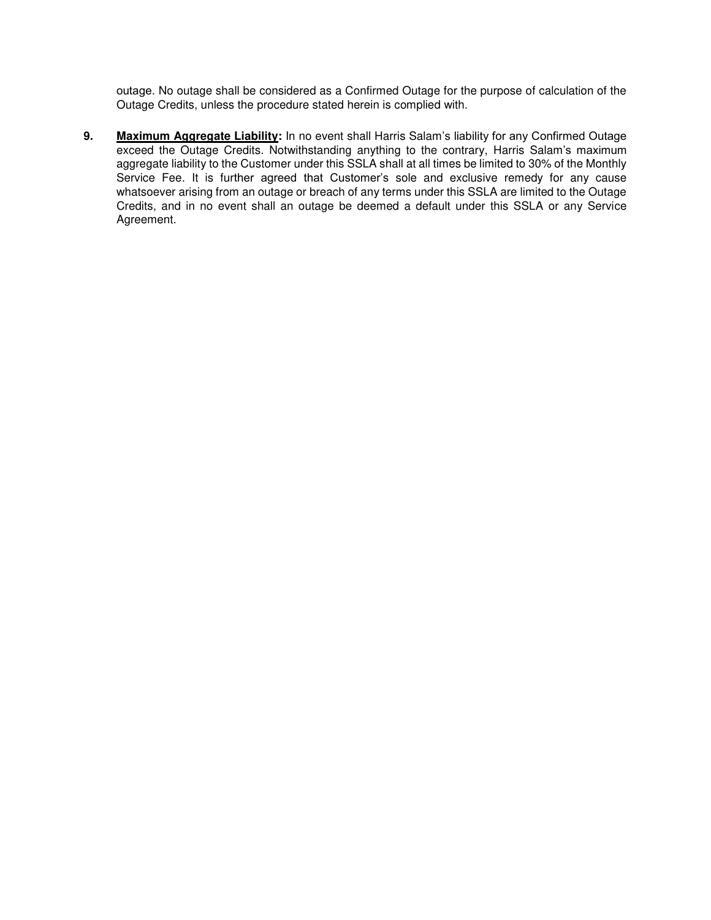outage. No outage shall be considered as a Confirmed Outage for the purpose of calculation of the Outage Credits, unless the procedure stated herein is complied with.

9. **Maximum Aggregate Liability:** In no event shall Harris Salam's liability for any Confirmed Outage exceed the Outage Credits. Notwithstanding anything to the contrary, Harris Salam's maximum aggregate liability to the Customer under this SSLA shall at all times be limited to 30% of the Monthly Service Fee. It is further agreed that Customer's sole and exclusive remedy for any cause whatsoever arising from an outage or breach of any terms under this SSLA are limited to the Outage Credits, and in no event shall an outage be deemed a default under this SSLA or any Service Agreement.